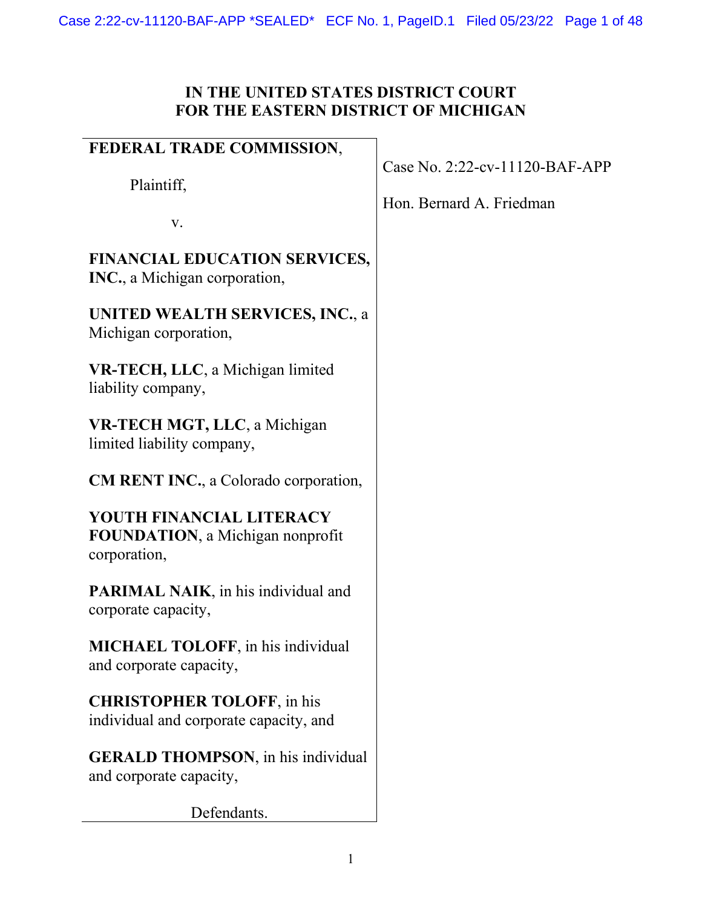# IN THE UNITED STATES DISTRICT COURT
# FOR THE EASTERN DISTRICT OF MICHIGAN

**FEDERAL TRADE COMMISSION**,

Plaintiff,

v.

**FINANCIAL EDUCATION SERVICES, INC.**, a Michigan corporation,

**UNITED WEALTH SERVICES, INC.**, a Michigan corporation,

**VR-TECH, LLC**, a Michigan limited liability company,

**VR-TECH MGT, LLC**, a Michigan limited liability company,

**CM RENT INC.**, a Colorado corporation,

**YOUTH FINANCIAL LITERACY FOUNDATION**, a Michigan nonprofit corporation,

**PARIMAL NAIK**, in his individual and corporate capacity,

**MICHAEL TOLOFF**, in his individual and corporate capacity,

**CHRISTOPHER TOLOFF**, in his individual and corporate capacity, and

**GERALD THOMPSON**, in his individual and corporate capacity,

Defendants.

Case No. 2:22-cv-11120-BAF-APP

Hon. Bernard A. Friedman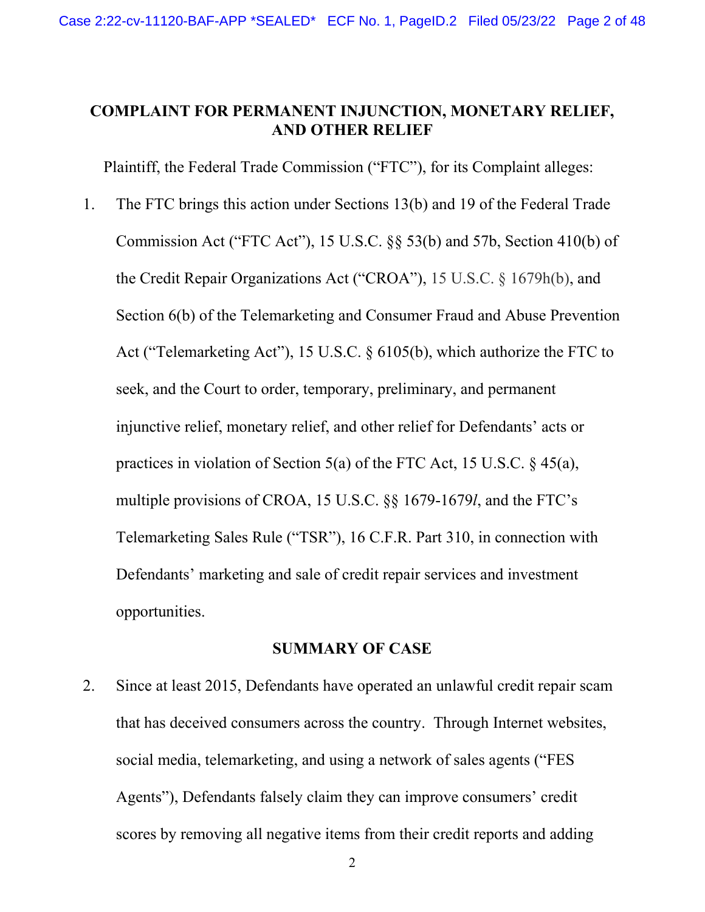# COMPLAINT FOR PERMANENT INJUNCTION, MONETARY RELIEF, AND OTHER RELIEF

Plaintiff, the Federal Trade Commission ("FTC"), for its Complaint alleges:

1. The FTC brings this action under Sections 13(b) and 19 of the Federal Trade Commission Act ("FTC Act"), 15 U.S.C. §§ 53(b) and 57b, Section 410(b) of the Credit Repair Organizations Act ("CROA"), 15 U.S.C. § 1679h(b), and Section 6(b) of the Telemarketing and Consumer Fraud and Abuse Prevention Act ("Telemarketing Act"), 15 U.S.C. § 6105(b), which authorize the FTC to seek, and the Court to order, temporary, preliminary, and permanent injunctive relief, monetary relief, and other relief for Defendants' acts or practices in violation of Section 5(a) of the FTC Act, 15 U.S.C. § 45(a), multiple provisions of CROA, 15 U.S.C. §§ 1679-1679*l*, and the FTC's Telemarketing Sales Rule ("TSR"), 16 C.F.R. Part 310, in connection with Defendants' marketing and sale of credit repair services and investment opportunities.

## SUMMARY OF CASE

2. Since at least 2015, Defendants have operated an unlawful credit repair scam that has deceived consumers across the country. Through Internet websites, social media, telemarketing, and using a network of sales agents ("FES Agents"), Defendants falsely claim they can improve consumers' credit scores by removing all negative items from their credit reports and adding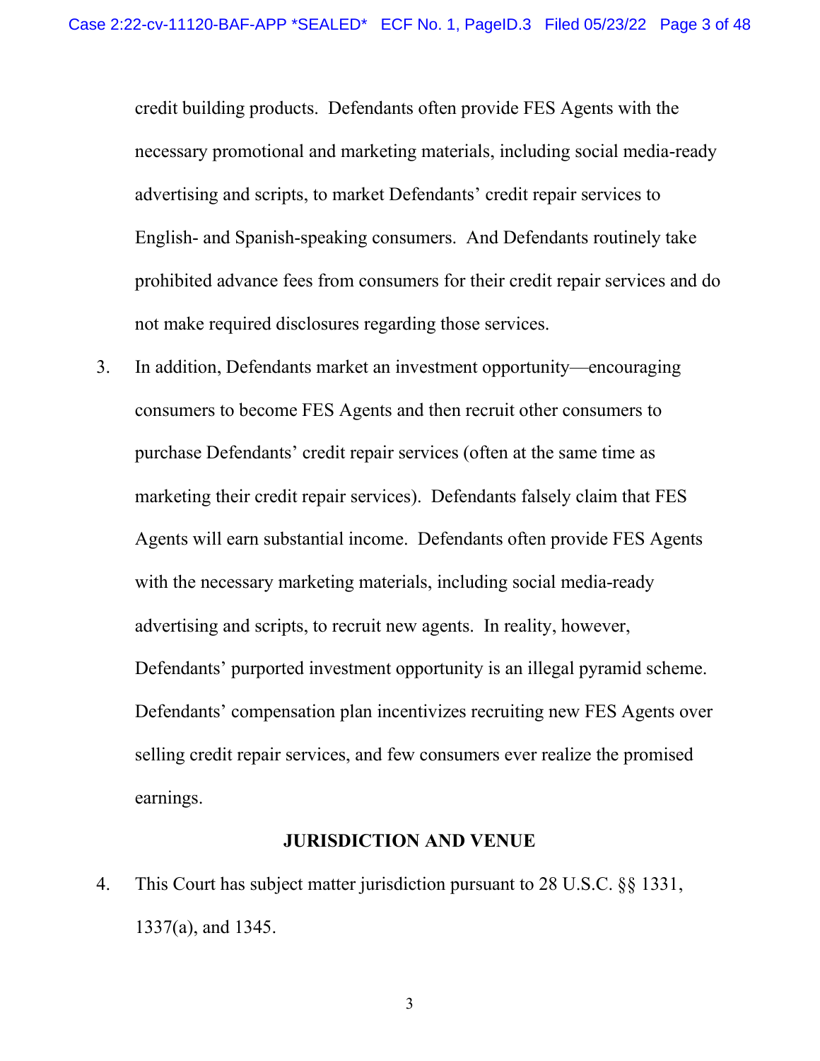credit building products. Defendants often provide FES Agents with the necessary promotional and marketing materials, including social media-ready advertising and scripts, to market Defendants' credit repair services to English- and Spanish-speaking consumers. And Defendants routinely take prohibited advance fees from consumers for their credit repair services and do not make required disclosures regarding those services.

3. In addition, Defendants market an investment opportunity—encouraging consumers to become FES Agents and then recruit other consumers to purchase Defendants' credit repair services (often at the same time as marketing their credit repair services). Defendants falsely claim that FES Agents will earn substantial income. Defendants often provide FES Agents with the necessary marketing materials, including social media-ready advertising and scripts, to recruit new agents. In reality, however, Defendants' purported investment opportunity is an illegal pyramid scheme. Defendants' compensation plan incentivizes recruiting new FES Agents over selling credit repair services, and few consumers ever realize the promised earnings.

## JURISDICTION AND VENUE

4. This Court has subject matter jurisdiction pursuant to 28 U.S.C. §§ 1331, 1337(a), and 1345.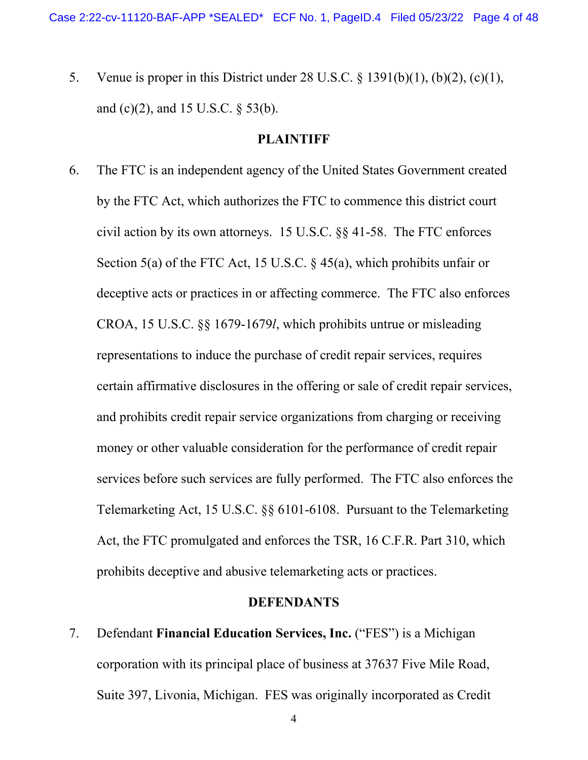5. Venue is proper in this District under 28 U.S.C. § 1391(b)(1), (b)(2), (c)(1), and (c)(2), and 15 U.S.C. § 53(b).

## PLAINTIFF

6. The FTC is an independent agency of the United States Government created by the FTC Act, which authorizes the FTC to commence this district court civil action by its own attorneys. 15 U.S.C. §§ 41-58. The FTC enforces Section 5(a) of the FTC Act, 15 U.S.C. § 45(a), which prohibits unfair or deceptive acts or practices in or affecting commerce. The FTC also enforces CROA, 15 U.S.C. §§ 1679-1679*l*, which prohibits untrue or misleading representations to induce the purchase of credit repair services, requires certain affirmative disclosures in the offering or sale of credit repair services, and prohibits credit repair service organizations from charging or receiving money or other valuable consideration for the performance of credit repair services before such services are fully performed. The FTC also enforces the Telemarketing Act, 15 U.S.C. §§ 6101-6108. Pursuant to the Telemarketing Act, the FTC promulgated and enforces the TSR, 16 C.F.R. Part 310, which prohibits deceptive and abusive telemarketing acts or practices.

## DEFENDANTS

7. Defendant **Financial Education Services, Inc.** ("FES") is a Michigan corporation with its principal place of business at 37637 Five Mile Road, Suite 397, Livonia, Michigan. FES was originally incorporated as Credit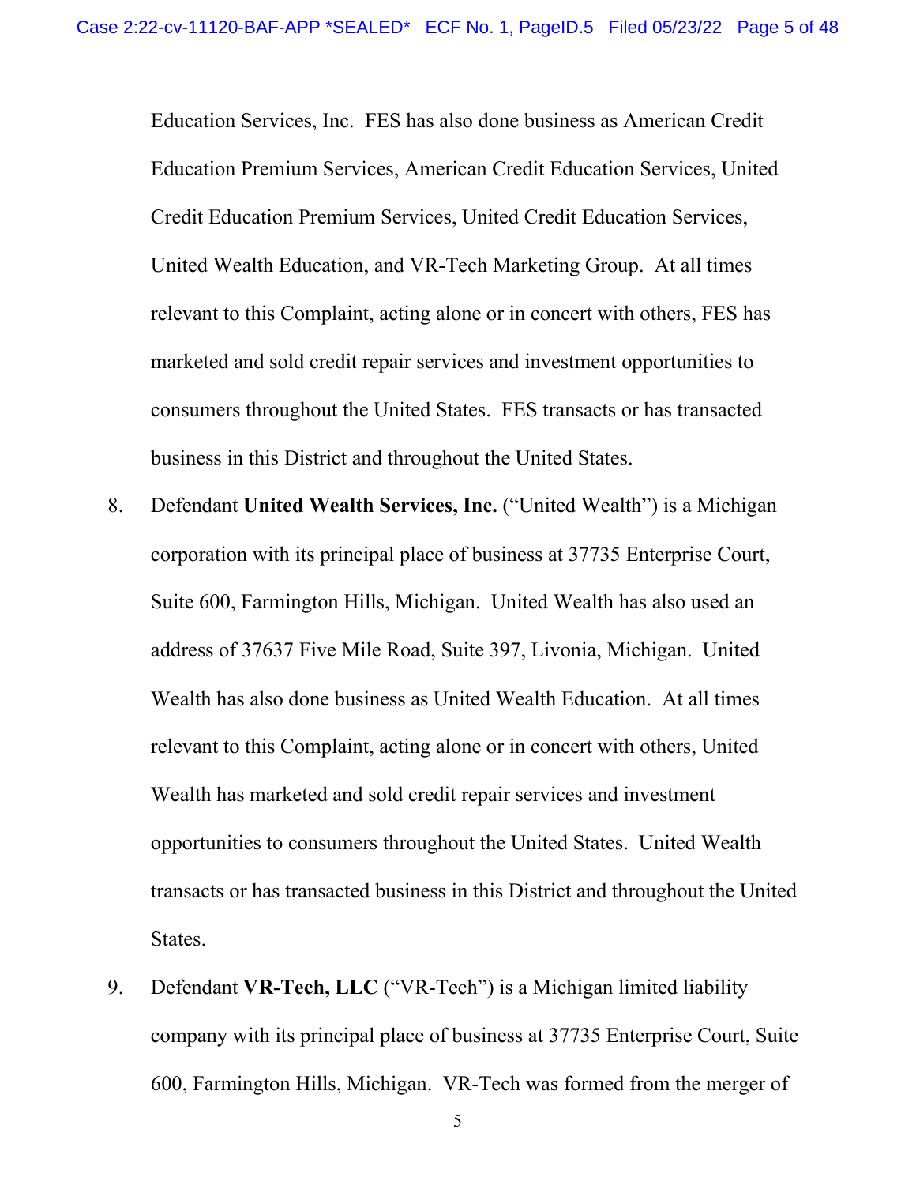Education Services, Inc. FES has also done business as American Credit Education Premium Services, American Credit Education Services, United Credit Education Premium Services, United Credit Education Services, United Wealth Education, and VR-Tech Marketing Group. At all times relevant to this Complaint, acting alone or in concert with others, FES has marketed and sold credit repair services and investment opportunities to consumers throughout the United States. FES transacts or has transacted business in this District and throughout the United States.

8. Defendant **United Wealth Services, Inc.** ("United Wealth") is a Michigan corporation with its principal place of business at 37735 Enterprise Court, Suite 600, Farmington Hills, Michigan. United Wealth has also used an address of 37637 Five Mile Road, Suite 397, Livonia, Michigan. United Wealth has also done business as United Wealth Education. At all times relevant to this Complaint, acting alone or in concert with others, United Wealth has marketed and sold credit repair services and investment opportunities to consumers throughout the United States. United Wealth transacts or has transacted business in this District and throughout the United States.

9. Defendant **VR-Tech, LLC** ("VR-Tech") is a Michigan limited liability company with its principal place of business at 37735 Enterprise Court, Suite 600, Farmington Hills, Michigan. VR-Tech was formed from the merger of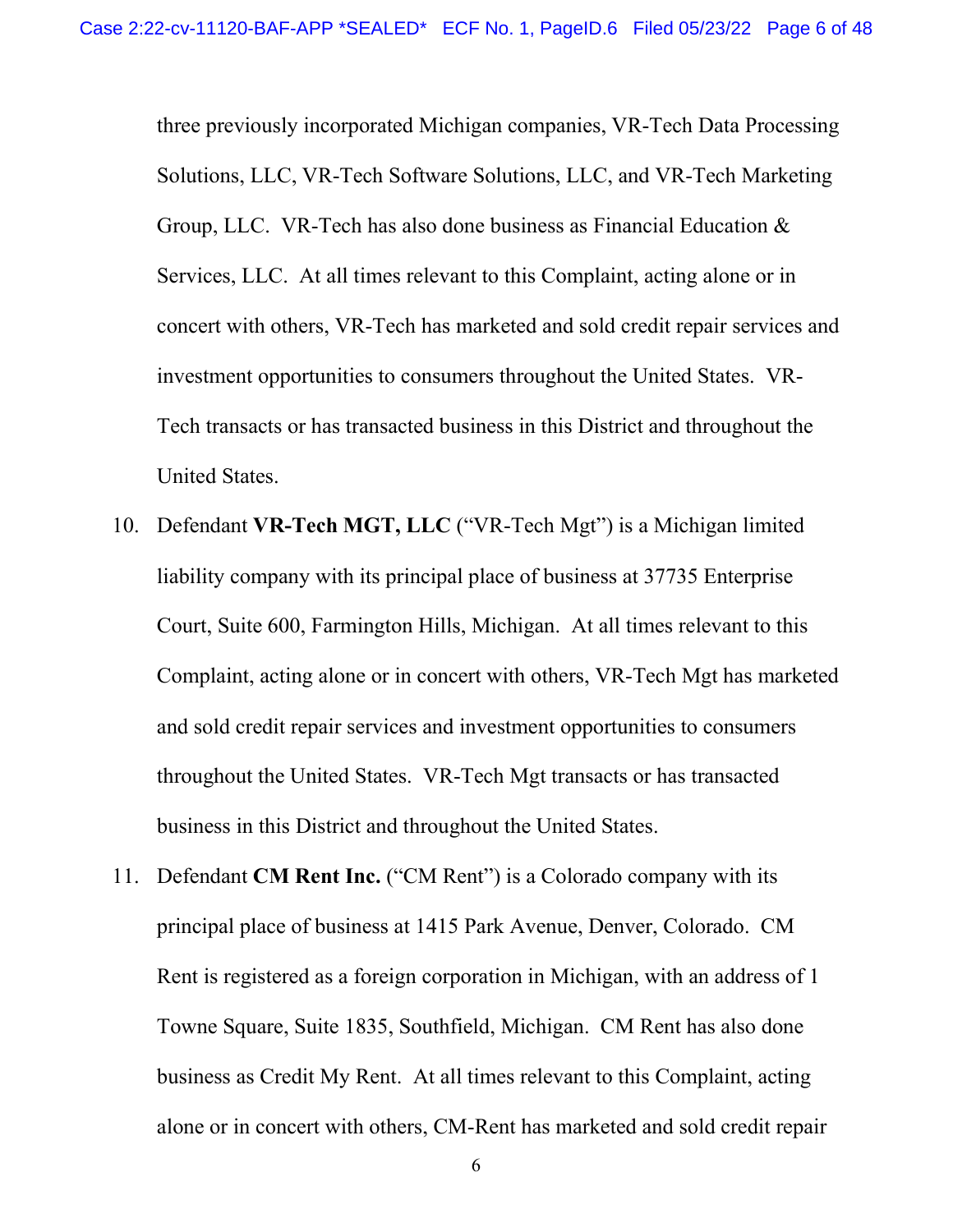three previously incorporated Michigan companies, VR-Tech Data Processing Solutions, LLC, VR-Tech Software Solutions, LLC, and VR-Tech Marketing Group, LLC. VR-Tech has also done business as Financial Education & Services, LLC. At all times relevant to this Complaint, acting alone or in concert with others, VR-Tech has marketed and sold credit repair services and investment opportunities to consumers throughout the United States. VR-Tech transacts or has transacted business in this District and throughout the United States.

10. Defendant **VR-Tech MGT, LLC** ("VR-Tech Mgt") is a Michigan limited liability company with its principal place of business at 37735 Enterprise Court, Suite 600, Farmington Hills, Michigan. At all times relevant to this Complaint, acting alone or in concert with others, VR-Tech Mgt has marketed and sold credit repair services and investment opportunities to consumers throughout the United States. VR-Tech Mgt transacts or has transacted business in this District and throughout the United States.

11. Defendant **CM Rent Inc.** ("CM Rent") is a Colorado company with its principal place of business at 1415 Park Avenue, Denver, Colorado. CM Rent is registered as a foreign corporation in Michigan, with an address of 1 Towne Square, Suite 1835, Southfield, Michigan. CM Rent has also done business as Credit My Rent. At all times relevant to this Complaint, acting alone or in concert with others, CM-Rent has marketed and sold credit repair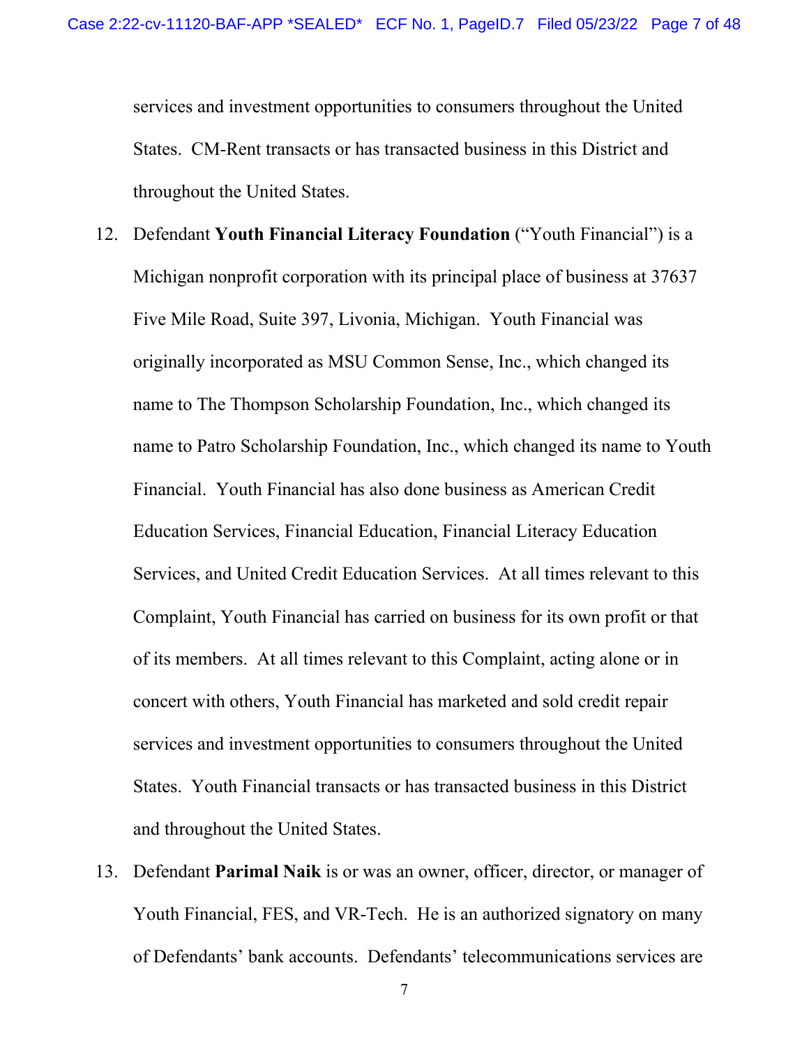services and investment opportunities to consumers throughout the United States. CM-Rent transacts or has transacted business in this District and throughout the United States.

12. Defendant **Youth Financial Literacy Foundation** ("Youth Financial") is a Michigan nonprofit corporation with its principal place of business at 37637 Five Mile Road, Suite 397, Livonia, Michigan. Youth Financial was originally incorporated as MSU Common Sense, Inc., which changed its name to The Thompson Scholarship Foundation, Inc., which changed its name to Patro Scholarship Foundation, Inc., which changed its name to Youth Financial. Youth Financial has also done business as American Credit Education Services, Financial Education, Financial Literacy Education Services, and United Credit Education Services. At all times relevant to this Complaint, Youth Financial has carried on business for its own profit or that of its members. At all times relevant to this Complaint, acting alone or in concert with others, Youth Financial has marketed and sold credit repair services and investment opportunities to consumers throughout the United States. Youth Financial transacts or has transacted business in this District and throughout the United States.

13. Defendant **Parimal Naik** is or was an owner, officer, director, or manager of Youth Financial, FES, and VR-Tech. He is an authorized signatory on many of Defendants' bank accounts. Defendants' telecommunications services are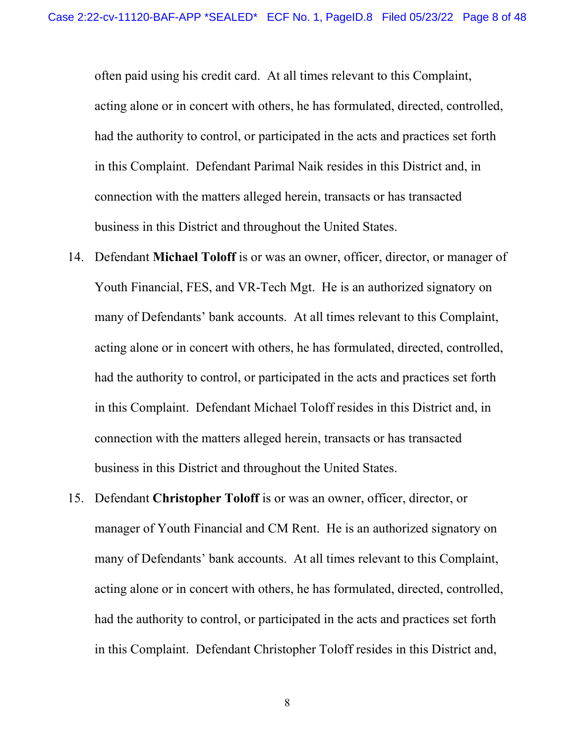often paid using his credit card. At all times relevant to this Complaint, acting alone or in concert with others, he has formulated, directed, controlled, had the authority to control, or participated in the acts and practices set forth in this Complaint. Defendant Parimal Naik resides in this District and, in connection with the matters alleged herein, transacts or has transacted business in this District and throughout the United States.

14. Defendant **Michael Toloff** is or was an owner, officer, director, or manager of Youth Financial, FES, and VR-Tech Mgt. He is an authorized signatory on many of Defendants' bank accounts. At all times relevant to this Complaint, acting alone or in concert with others, he has formulated, directed, controlled, had the authority to control, or participated in the acts and practices set forth in this Complaint. Defendant Michael Toloff resides in this District and, in connection with the matters alleged herein, transacts or has transacted business in this District and throughout the United States.

15. Defendant **Christopher Toloff** is or was an owner, officer, director, or manager of Youth Financial and CM Rent. He is an authorized signatory on many of Defendants' bank accounts. At all times relevant to this Complaint, acting alone or in concert with others, he has formulated, directed, controlled, had the authority to control, or participated in the acts and practices set forth in this Complaint. Defendant Christopher Toloff resides in this District and,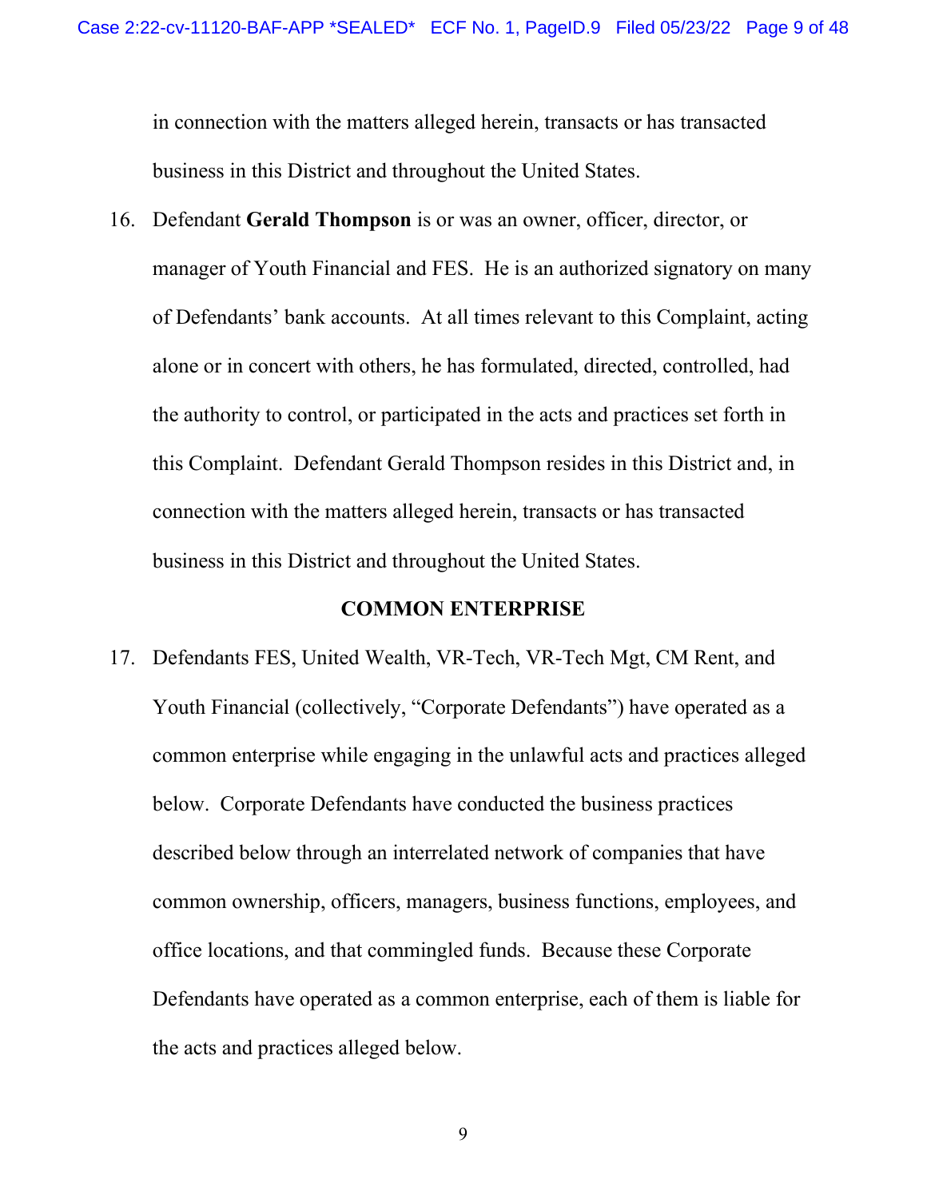in connection with the matters alleged herein, transacts or has transacted business in this District and throughout the United States.

16. Defendant **Gerald Thompson** is or was an owner, officer, director, or manager of Youth Financial and FES. He is an authorized signatory on many of Defendants' bank accounts. At all times relevant to this Complaint, acting alone or in concert with others, he has formulated, directed, controlled, had the authority to control, or participated in the acts and practices set forth in this Complaint. Defendant Gerald Thompson resides in this District and, in connection with the matters alleged herein, transacts or has transacted business in this District and throughout the United States.

## COMMON ENTERPRISE

17. Defendants FES, United Wealth, VR-Tech, VR-Tech Mgt, CM Rent, and Youth Financial (collectively, "Corporate Defendants") have operated as a common enterprise while engaging in the unlawful acts and practices alleged below. Corporate Defendants have conducted the business practices described below through an interrelated network of companies that have common ownership, officers, managers, business functions, employees, and office locations, and that commingled funds. Because these Corporate Defendants have operated as a common enterprise, each of them is liable for the acts and practices alleged below.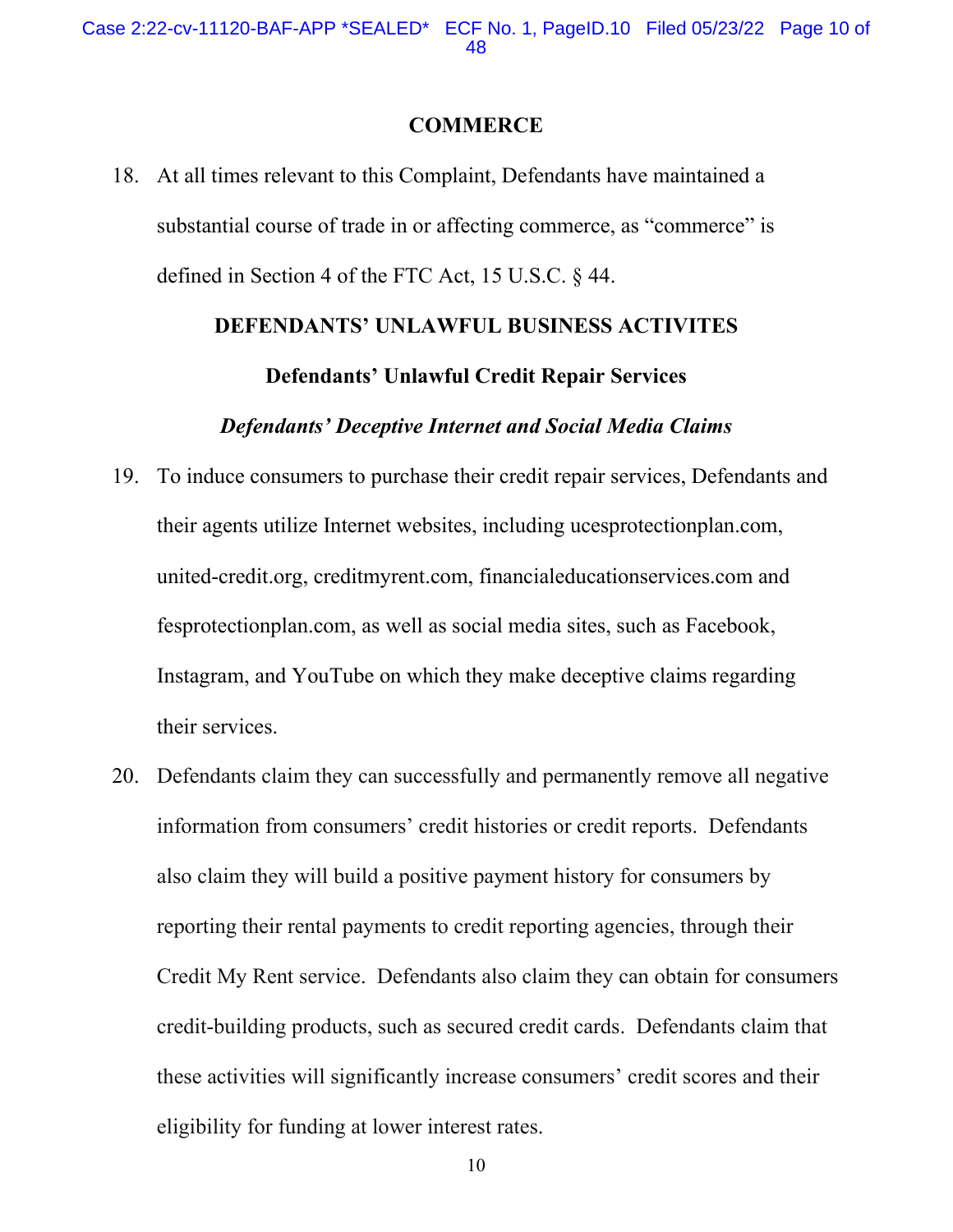## COMMERCE

18. At all times relevant to this Complaint, Defendants have maintained a substantial course of trade in or affecting commerce, as "commerce" is defined in Section 4 of the FTC Act, 15 U.S.C. § 44.

## DEFENDANTS' UNLAWFUL BUSINESS ACTIVITES

### Defendants' Unlawful Credit Repair Services

#### *Defendants' Deceptive Internet and Social Media Claims*

19. To induce consumers to purchase their credit repair services, Defendants and their agents utilize Internet websites, including ucesprotectionplan.com, united-credit.org, creditmyrent.com, financialeducationservices.com and fesprotectionplan.com, as well as social media sites, such as Facebook, Instagram, and YouTube on which they make deceptive claims regarding their services.

20. Defendants claim they can successfully and permanently remove all negative information from consumers' credit histories or credit reports. Defendants also claim they will build a positive payment history for consumers by reporting their rental payments to credit reporting agencies, through their Credit My Rent service. Defendants also claim they can obtain for consumers credit-building products, such as secured credit cards. Defendants claim that these activities will significantly increase consumers' credit scores and their eligibility for funding at lower interest rates.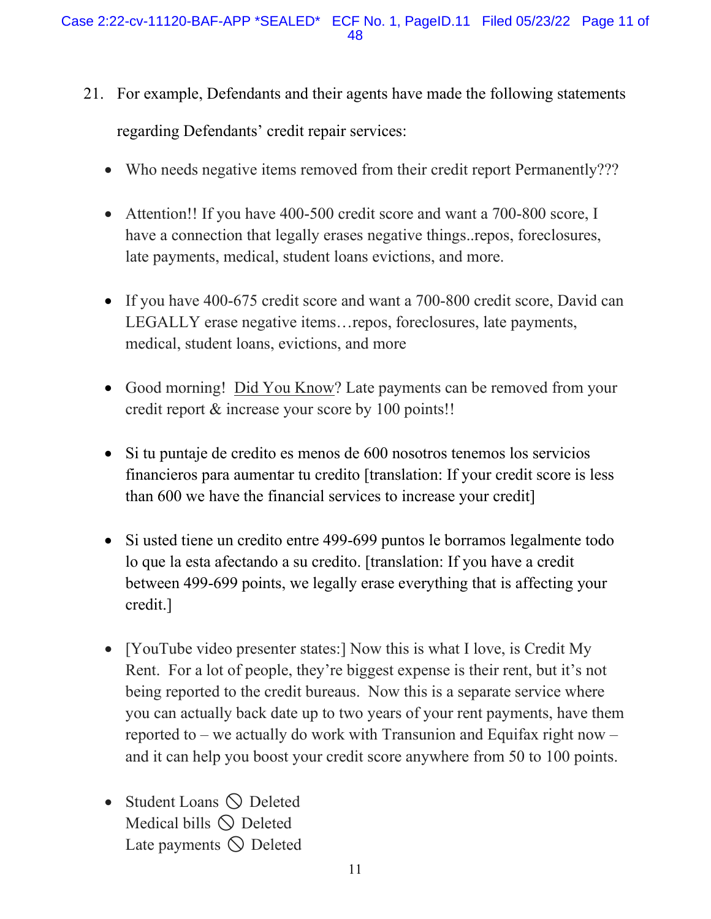21. For example, Defendants and their agents have made the following statements regarding Defendants' credit repair services:

- Who needs negative items removed from their credit report Permanently???

- Attention!! If you have 400-500 credit score and want a 700-800 score, I have a connection that legally erases negative things..repos, foreclosures, late payments, medical, student loans evictions, and more.

- If you have 400-675 credit score and want a 700-800 credit score, David can LEGALLY erase negative items…repos, foreclosures, late payments, medical, student loans, evictions, and more

- Good morning! Did You Know? Late payments can be removed from your credit report & increase your score by 100 points!!

- Si tu puntaje de credito es menos de 600 nosotros tenemos los servicios financieros para aumentar tu credito [translation: If your credit score is less than 600 we have the financial services to increase your credit]

- Si usted tiene un credito entre 499-699 puntos le borramos legalmente todo lo que la esta afectando a su credito. [translation: If you have a credit between 499-699 points, we legally erase everything that is affecting your credit.]

- [YouTube video presenter states:] Now this is what I love, is Credit My Rent. For a lot of people, they're biggest expense is their rent, but it's not being reported to the credit bureaus. Now this is a separate service where you can actually back date up to two years of your rent payments, have them reported to – we actually do work with Transunion and Equifax right now – and it can help you boost your credit score anywhere from 50 to 100 points.

- Student Loans 🚫 Deleted
  Medical bills 🚫 Deleted
  Late payments 🚫 Deleted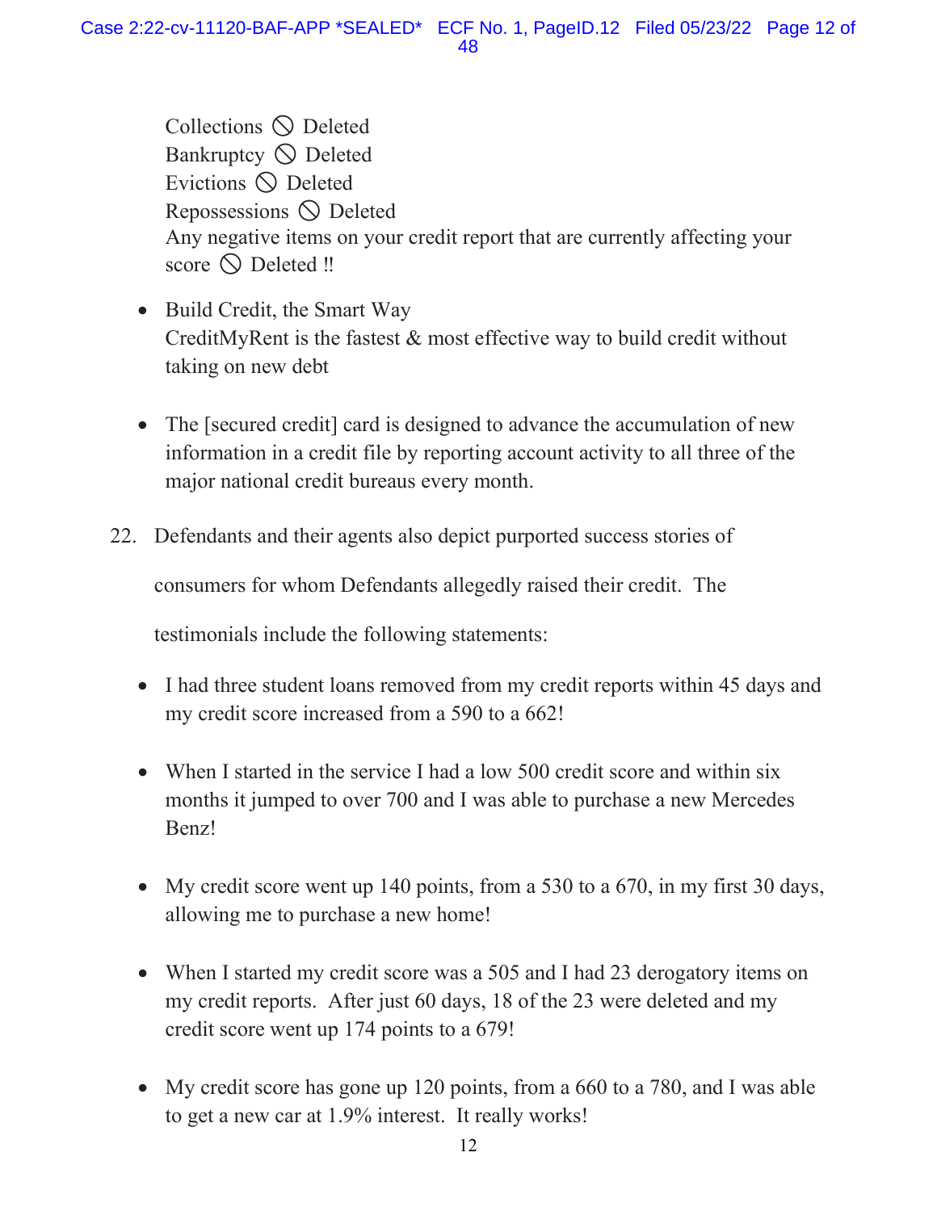Collections ⃠ Deleted
Bankruptcy ⃠ Deleted
Evictions ⃠ Deleted
Repossessions ⃠ Deleted
Any negative items on your credit report that are currently affecting your score ⃠ Deleted !!

- Build Credit, the Smart Way
  CreditMyRent is the fastest & most effective way to build credit without taking on new debt

- The [secured credit] card is designed to advance the accumulation of new information in a credit file by reporting account activity to all three of the major national credit bureaus every month.

22. Defendants and their agents also depict purported success stories of consumers for whom Defendants allegedly raised their credit. The testimonials include the following statements:

- I had three student loans removed from my credit reports within 45 days and my credit score increased from a 590 to a 662!

- When I started in the service I had a low 500 credit score and within six months it jumped to over 700 and I was able to purchase a new Mercedes Benz!

- My credit score went up 140 points, from a 530 to a 670, in my first 30 days, allowing me to purchase a new home!

- When I started my credit score was a 505 and I had 23 derogatory items on my credit reports. After just 60 days, 18 of the 23 were deleted and my credit score went up 174 points to a 679!

- My credit score has gone up 120 points, from a 660 to a 780, and I was able to get a new car at 1.9% interest. It really works!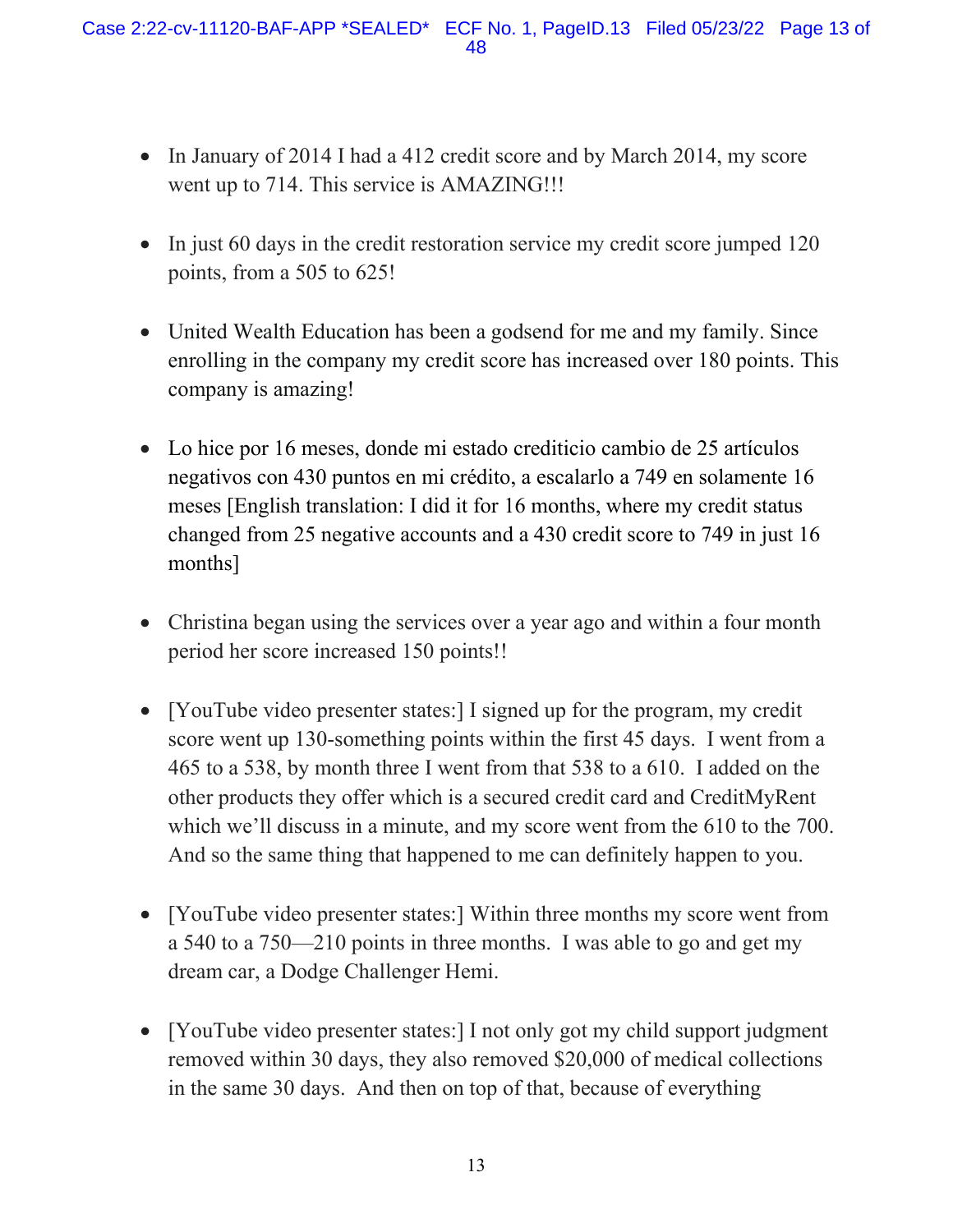- In January of 2014 I had a 412 credit score and by March 2014, my score went up to 714. This service is AMAZING!!!

- In just 60 days in the credit restoration service my credit score jumped 120 points, from a 505 to 625!

- United Wealth Education has been a godsend for me and my family. Since enrolling in the company my credit score has increased over 180 points. This company is amazing!

- Lo hice por 16 meses, donde mi estado crediticio cambio de 25 artículos negativos con 430 puntos en mi crédito, a escalarlo a 749 en solamente 16 meses [English translation: I did it for 16 months, where my credit status changed from 25 negative accounts and a 430 credit score to 749 in just 16 months]

- Christina began using the services over a year ago and within a four month period her score increased 150 points!!

- [YouTube video presenter states:] I signed up for the program, my credit score went up 130-something points within the first 45 days. I went from a 465 to a 538, by month three I went from that 538 to a 610. I added on the other products they offer which is a secured credit card and CreditMyRent which we'll discuss in a minute, and my score went from the 610 to the 700. And so the same thing that happened to me can definitely happen to you.

- [YouTube video presenter states:] Within three months my score went from a 540 to a 750—210 points in three months. I was able to go and get my dream car, a Dodge Challenger Hemi.

- [YouTube video presenter states:] I not only got my child support judgment removed within 30 days, they also removed $20,000 of medical collections in the same 30 days. And then on top of that, because of everything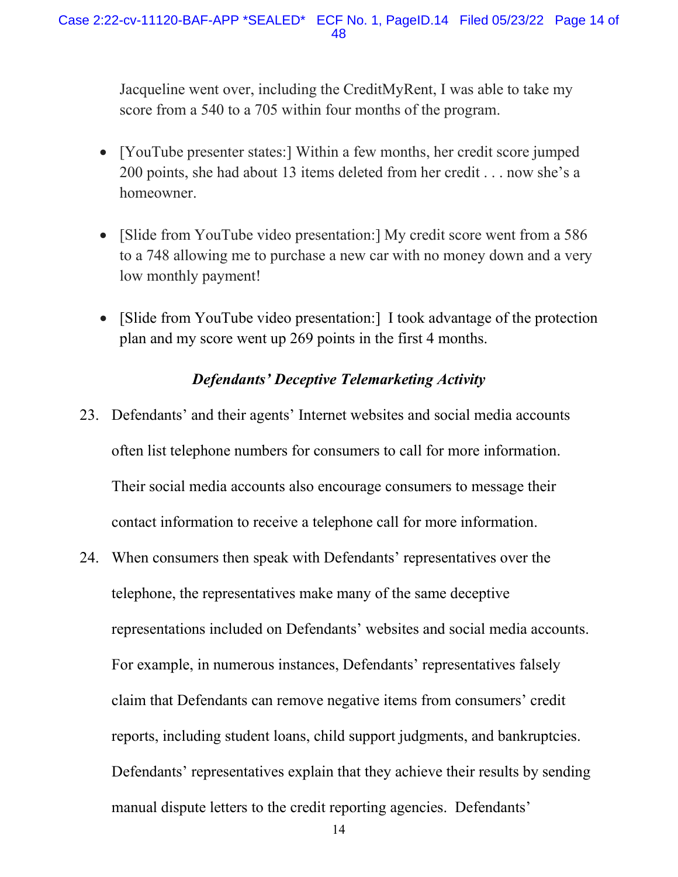Jacqueline went over, including the CreditMyRent, I was able to take my score from a 540 to a 705 within four months of the program.

- [YouTube presenter states:] Within a few months, her credit score jumped 200 points, she had about 13 items deleted from her credit . . . now she's a homeowner.

- [Slide from YouTube video presentation:] My credit score went from a 586 to a 748 allowing me to purchase a new car with no money down and a very low monthly payment!

- [Slide from YouTube video presentation:] I took advantage of the protection plan and my score went up 269 points in the first 4 months.

***Defendants' Deceptive Telemarketing Activity***

23. Defendants' and their agents' Internet websites and social media accounts often list telephone numbers for consumers to call for more information. Their social media accounts also encourage consumers to message their contact information to receive a telephone call for more information.

24. When consumers then speak with Defendants' representatives over the telephone, the representatives make many of the same deceptive representations included on Defendants' websites and social media accounts. For example, in numerous instances, Defendants' representatives falsely claim that Defendants can remove negative items from consumers' credit reports, including student loans, child support judgments, and bankruptcies. Defendants' representatives explain that they achieve their results by sending manual dispute letters to the credit reporting agencies. Defendants'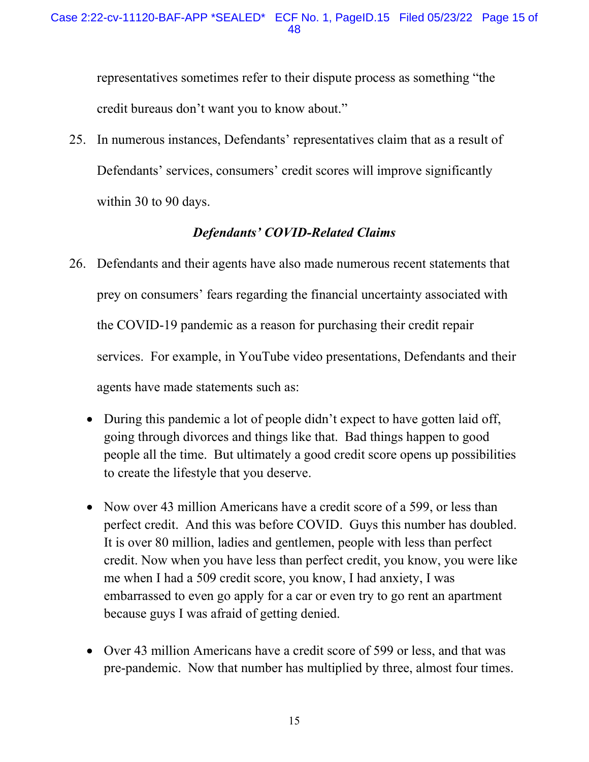representatives sometimes refer to their dispute process as something "the credit bureaus don't want you to know about."

25. In numerous instances, Defendants' representatives claim that as a result of Defendants' services, consumers' credit scores will improve significantly within 30 to 90 days.

### *Defendants' COVID-Related Claims*

26. Defendants and their agents have also made numerous recent statements that prey on consumers' fears regarding the financial uncertainty associated with the COVID-19 pandemic as a reason for purchasing their credit repair services. For example, in YouTube video presentations, Defendants and their agents have made statements such as:

   - During this pandemic a lot of people didn't expect to have gotten laid off, going through divorces and things like that. Bad things happen to good people all the time. But ultimately a good credit score opens up possibilities to create the lifestyle that you deserve.

   - Now over 43 million Americans have a credit score of a 599, or less than perfect credit. And this was before COVID. Guys this number has doubled. It is over 80 million, ladies and gentlemen, people with less than perfect credit. Now when you have less than perfect credit, you know, you were like me when I had a 509 credit score, you know, I had anxiety, I was embarrassed to even go apply for a car or even try to go rent an apartment because guys I was afraid of getting denied.

   - Over 43 million Americans have a credit score of 599 or less, and that was pre-pandemic. Now that number has multiplied by three, almost four times.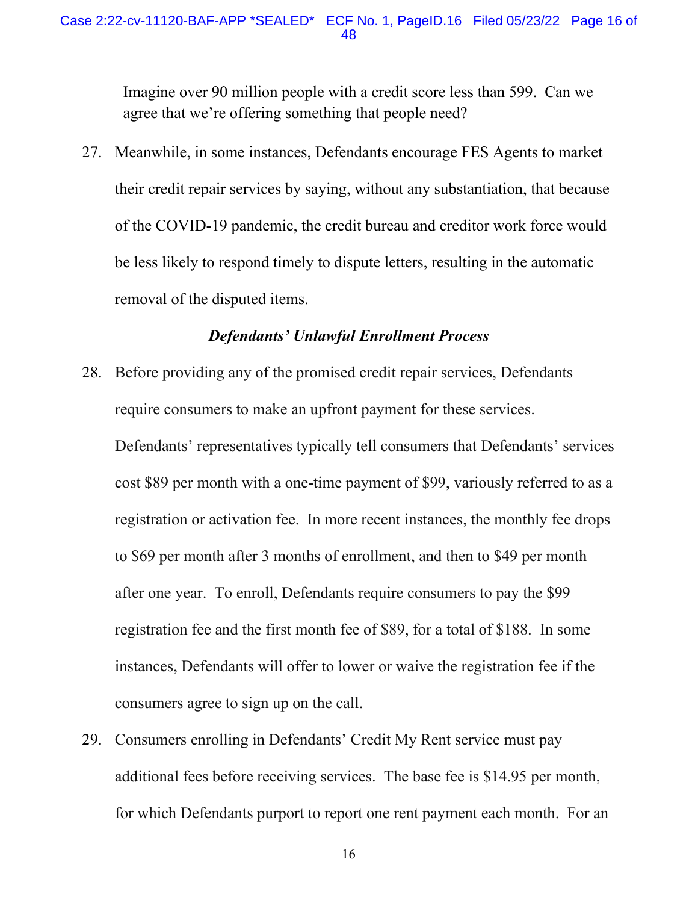> Imagine over 90 million people with a credit score less than 599. Can we agree that we're offering something that people need?

27. Meanwhile, in some instances, Defendants encourage FES Agents to market their credit repair services by saying, without any substantiation, that because of the COVID-19 pandemic, the credit bureau and creditor work force would be less likely to respond timely to dispute letters, resulting in the automatic removal of the disputed items.

### *Defendants' Unlawful Enrollment Process*

28. Before providing any of the promised credit repair services, Defendants require consumers to make an upfront payment for these services. Defendants' representatives typically tell consumers that Defendants' services cost $89 per month with a one-time payment of $99, variously referred to as a registration or activation fee. In more recent instances, the monthly fee drops to $69 per month after 3 months of enrollment, and then to $49 per month after one year. To enroll, Defendants require consumers to pay the $99 registration fee and the first month fee of $89, for a total of $188. In some instances, Defendants will offer to lower or waive the registration fee if the consumers agree to sign up on the call.

29. Consumers enrolling in Defendants' Credit My Rent service must pay additional fees before receiving services. The base fee is $14.95 per month, for which Defendants purport to report one rent payment each month. For an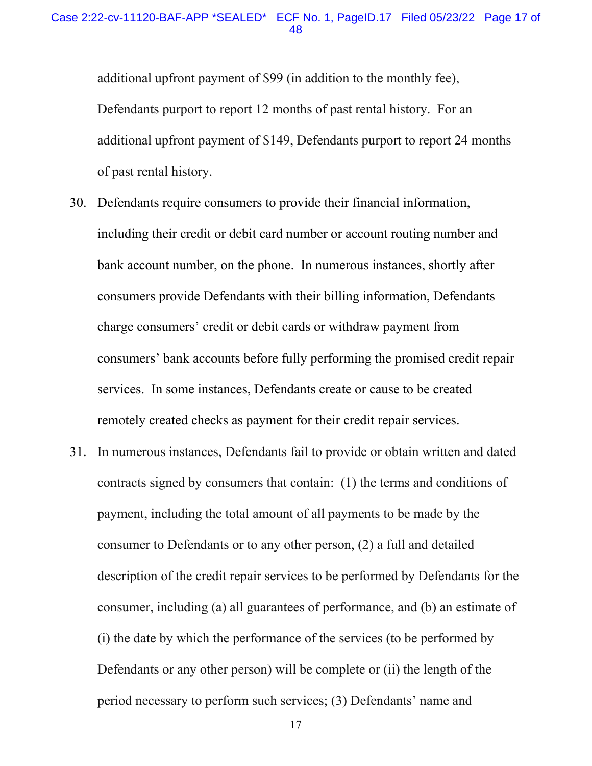additional upfront payment of $99 (in addition to the monthly fee), Defendants purport to report 12 months of past rental history. For an additional upfront payment of $149, Defendants purport to report 24 months of past rental history.

30. Defendants require consumers to provide their financial information, including their credit or debit card number or account routing number and bank account number, on the phone. In numerous instances, shortly after consumers provide Defendants with their billing information, Defendants charge consumers' credit or debit cards or withdraw payment from consumers' bank accounts before fully performing the promised credit repair services. In some instances, Defendants create or cause to be created remotely created checks as payment for their credit repair services.

31. In numerous instances, Defendants fail to provide or obtain written and dated contracts signed by consumers that contain: (1) the terms and conditions of payment, including the total amount of all payments to be made by the consumer to Defendants or to any other person, (2) a full and detailed description of the credit repair services to be performed by Defendants for the consumer, including (a) all guarantees of performance, and (b) an estimate of (i) the date by which the performance of the services (to be performed by Defendants or any other person) will be complete or (ii) the length of the period necessary to perform such services; (3) Defendants' name and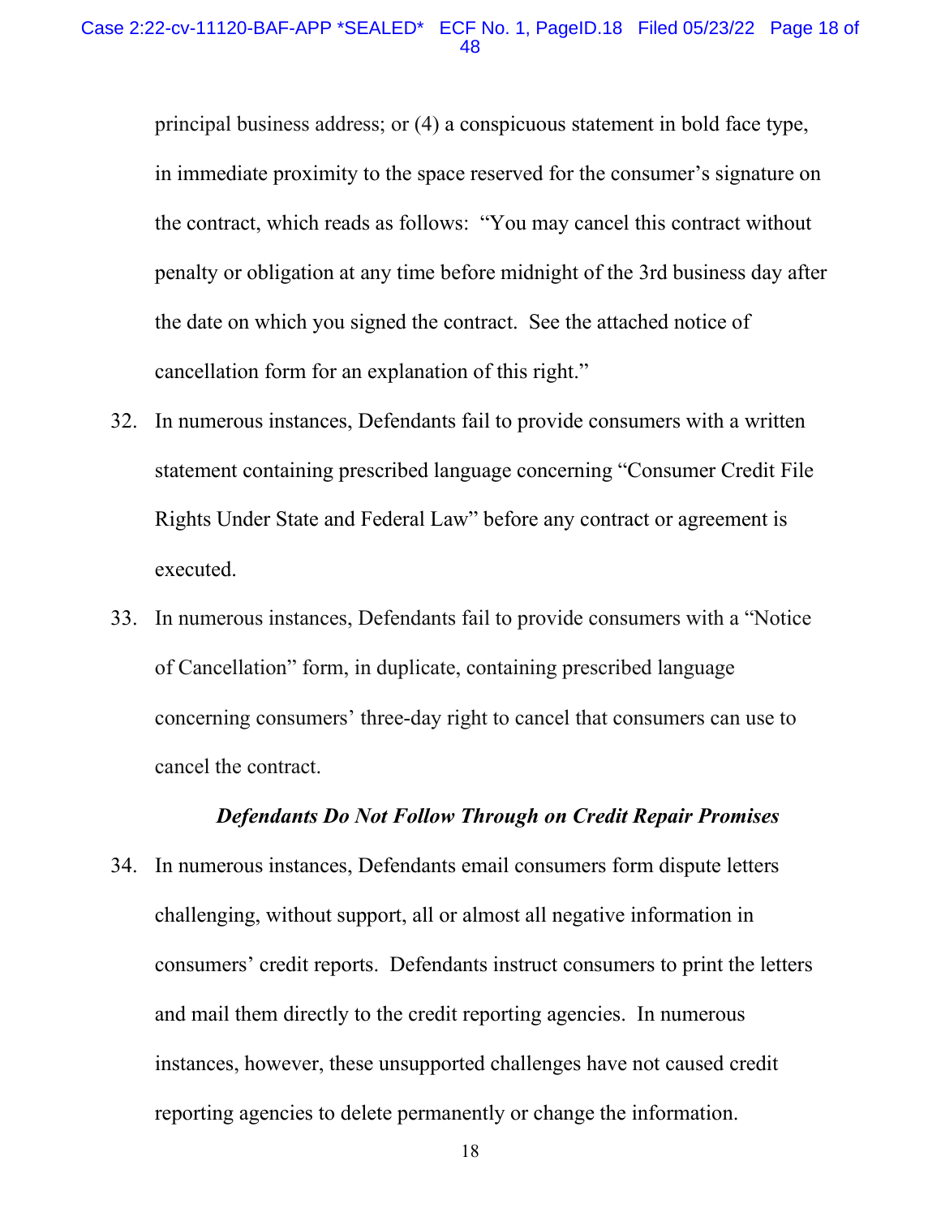principal business address; or (4) a conspicuous statement in bold face type, in immediate proximity to the space reserved for the consumer's signature on the contract, which reads as follows: "You may cancel this contract without penalty or obligation at any time before midnight of the 3rd business day after the date on which you signed the contract. See the attached notice of cancellation form for an explanation of this right."

32. In numerous instances, Defendants fail to provide consumers with a written statement containing prescribed language concerning "Consumer Credit File Rights Under State and Federal Law" before any contract or agreement is executed.

33. In numerous instances, Defendants fail to provide consumers with a "Notice of Cancellation" form, in duplicate, containing prescribed language concerning consumers' three-day right to cancel that consumers can use to cancel the contract.

### *Defendants Do Not Follow Through on Credit Repair Promises*

34. In numerous instances, Defendants email consumers form dispute letters challenging, without support, all or almost all negative information in consumers' credit reports. Defendants instruct consumers to print the letters and mail them directly to the credit reporting agencies. In numerous instances, however, these unsupported challenges have not caused credit reporting agencies to delete permanently or change the information.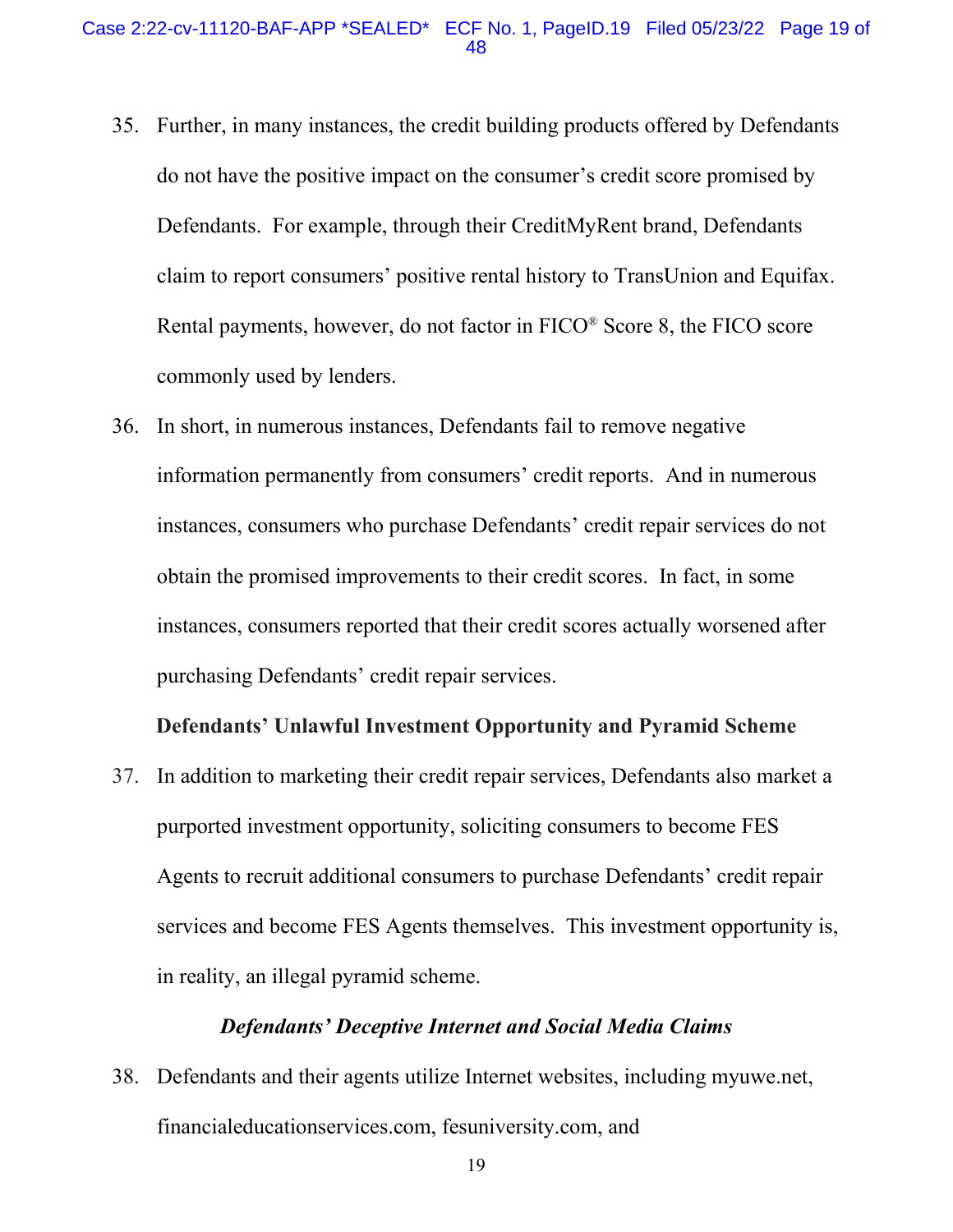35. Further, in many instances, the credit building products offered by Defendants do not have the positive impact on the consumer's credit score promised by Defendants. For example, through their CreditMyRent brand, Defendants claim to report consumers' positive rental history to TransUnion and Equifax. Rental payments, however, do not factor in FICO® Score 8, the FICO score commonly used by lenders.

36. In short, in numerous instances, Defendants fail to remove negative information permanently from consumers' credit reports. And in numerous instances, consumers who purchase Defendants' credit repair services do not obtain the promised improvements to their credit scores. In fact, in some instances, consumers reported that their credit scores actually worsened after purchasing Defendants' credit repair services.

**Defendants' Unlawful Investment Opportunity and Pyramid Scheme**

37. In addition to marketing their credit repair services, Defendants also market a purported investment opportunity, soliciting consumers to become FES Agents to recruit additional consumers to purchase Defendants' credit repair services and become FES Agents themselves. This investment opportunity is, in reality, an illegal pyramid scheme.

***Defendants' Deceptive Internet and Social Media Claims***

38. Defendants and their agents utilize Internet websites, including myuwe.net, financialeducationservices.com, fesuniversity.com, and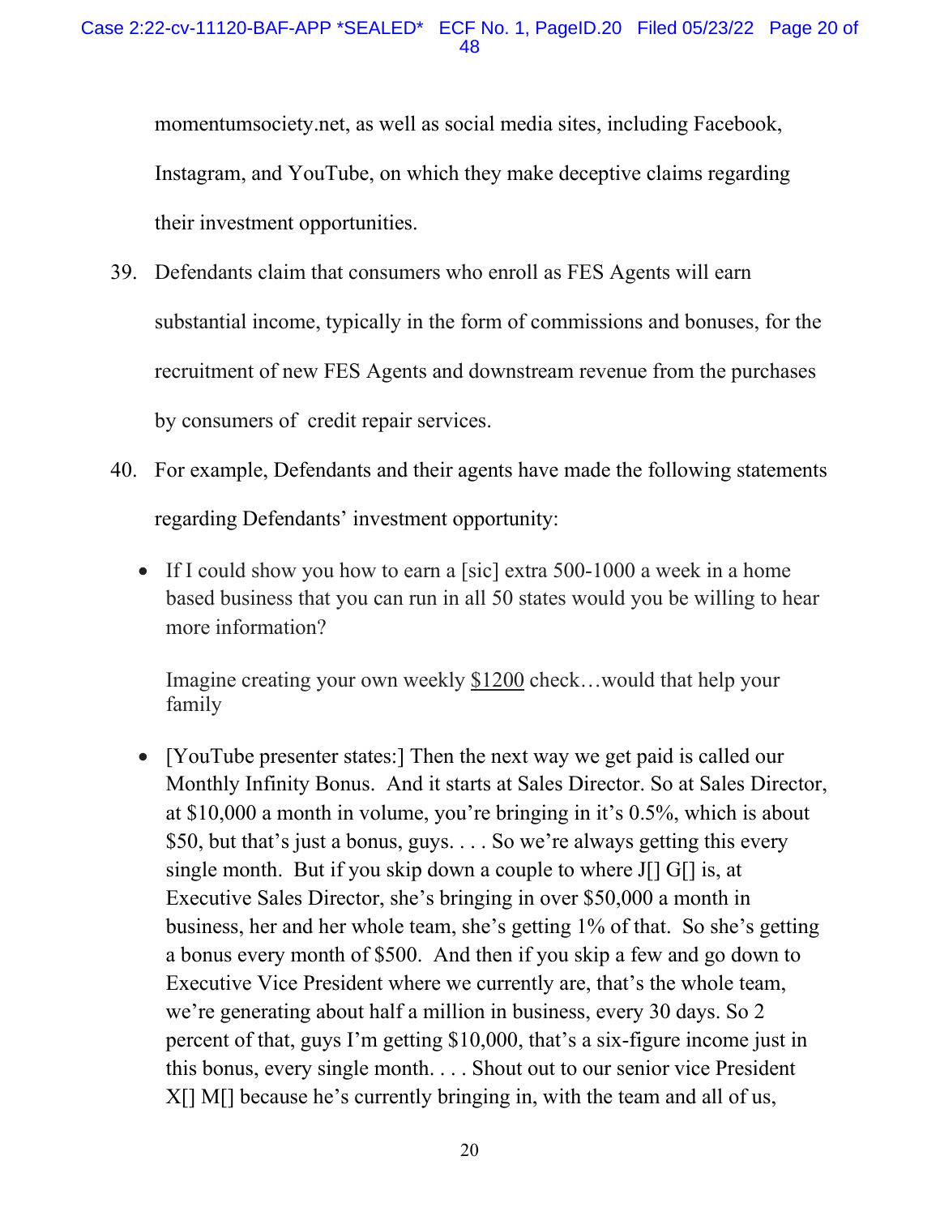momentumsociety.net, as well as social media sites, including Facebook, Instagram, and YouTube, on which they make deceptive claims regarding their investment opportunities.

39. Defendants claim that consumers who enroll as FES Agents will earn substantial income, typically in the form of commissions and bonuses, for the recruitment of new FES Agents and downstream revenue from the purchases by consumers of credit repair services.

40. For example, Defendants and their agents have made the following statements regarding Defendants' investment opportunity:

- If I could show you how to earn a [sic] extra 500-1000 a week in a home based business that you can run in all 50 states would you be willing to hear more information?

  Imagine creating your own weekly <u>$1200</u> check…would that help your family

- [YouTube presenter states:] Then the next way we get paid is called our Monthly Infinity Bonus. And it starts at Sales Director. So at Sales Director, at $10,000 a month in volume, you're bringing in it's 0.5%, which is about $50, but that's just a bonus, guys. . . . So we're always getting this every single month. But if you skip down a couple to where J[] G[] is, at Executive Sales Director, she's bringing in over $50,000 a month in business, her and her whole team, she's getting 1% of that. So she's getting a bonus every month of $500. And then if you skip a few and go down to Executive Vice President where we currently are, that's the whole team, we're generating about half a million in business, every 30 days. So 2 percent of that, guys I'm getting $10,000, that's a six-figure income just in this bonus, every single month. . . . Shout out to our senior vice President X[] M[] because he's currently bringing in, with the team and all of us,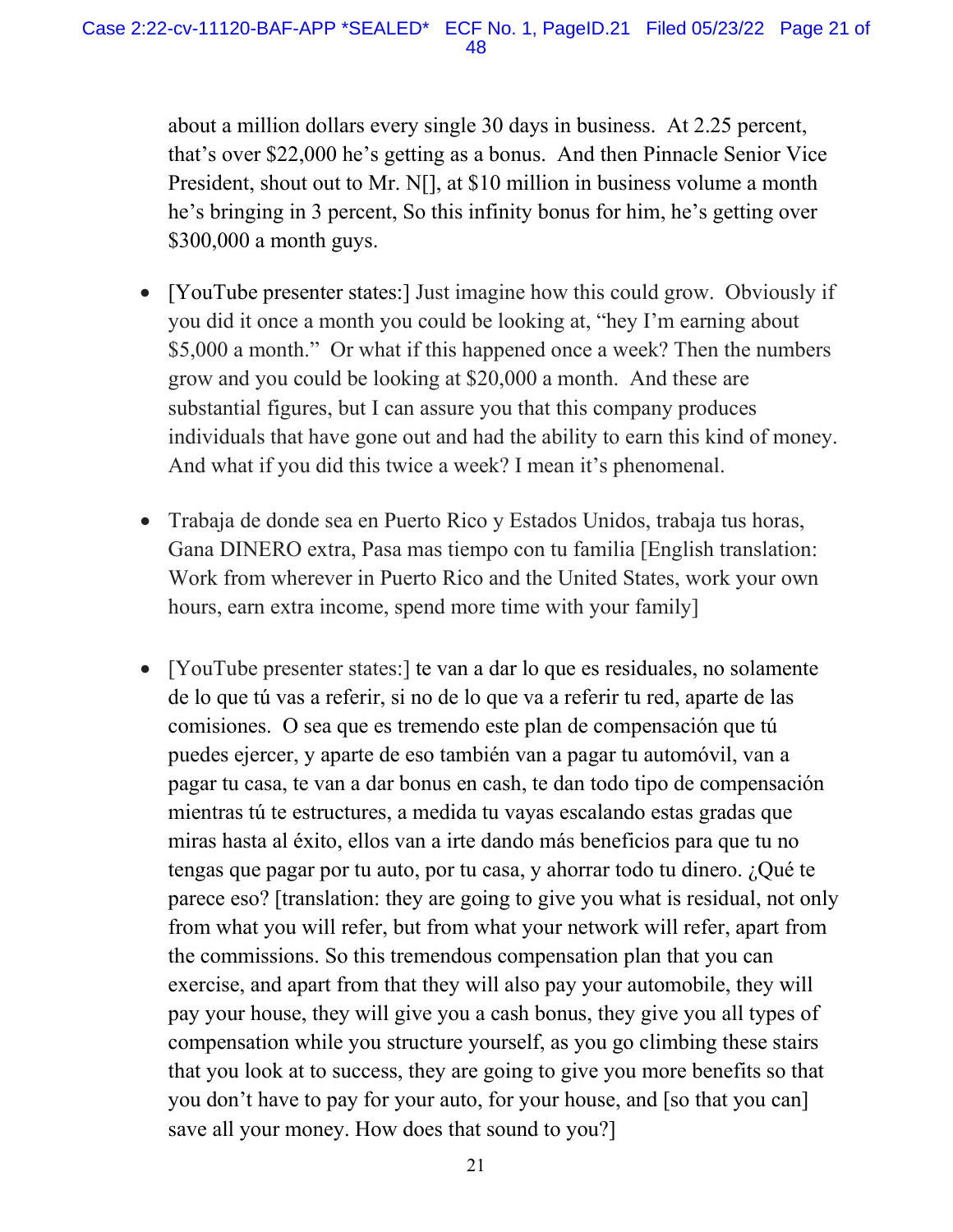about a million dollars every single 30 days in business. At 2.25 percent, that's over $22,000 he's getting as a bonus. And then Pinnacle Senior Vice President, shout out to Mr. N[], at $10 million in business volume a month he's bringing in 3 percent, So this infinity bonus for him, he's getting over $300,000 a month guys.

- [YouTube presenter states:] Just imagine how this could grow. Obviously if you did it once a month you could be looking at, "hey I'm earning about $5,000 a month." Or what if this happened once a week? Then the numbers grow and you could be looking at $20,000 a month. And these are substantial figures, but I can assure you that this company produces individuals that have gone out and had the ability to earn this kind of money. And what if you did this twice a week? I mean it's phenomenal.

- Trabaja de donde sea en Puerto Rico y Estados Unidos, trabaja tus horas, Gana DINERO extra, Pasa mas tiempo con tu familia [English translation: Work from wherever in Puerto Rico and the United States, work your own hours, earn extra income, spend more time with your family]

- [YouTube presenter states:] te van a dar lo que es residuales, no solamente de lo que tú vas a referir, si no de lo que va a referir tu red, aparte de las comisiones. O sea que es tremendo este plan de compensación que tú puedes ejercer, y aparte de eso también van a pagar tu automóvil, van a pagar tu casa, te van a dar bonus en cash, te dan todo tipo de compensación mientras tú te estructures, a medida tu vayas escalando estas gradas que miras hasta al éxito, ellos van a irte dando más beneficios para que tu no tengas que pagar por tu auto, por tu casa, y ahorrar todo tu dinero. ¿Qué te parece eso? [translation: they are going to give you what is residual, not only from what you will refer, but from what your network will refer, apart from the commissions. So this tremendous compensation plan that you can exercise, and apart from that they will also pay your automobile, they will pay your house, they will give you a cash bonus, they give you all types of compensation while you structure yourself, as you go climbing these stairs that you look at to success, they are going to give you more benefits so that you don't have to pay for your auto, for your house, and [so that you can] save all your money. How does that sound to you?]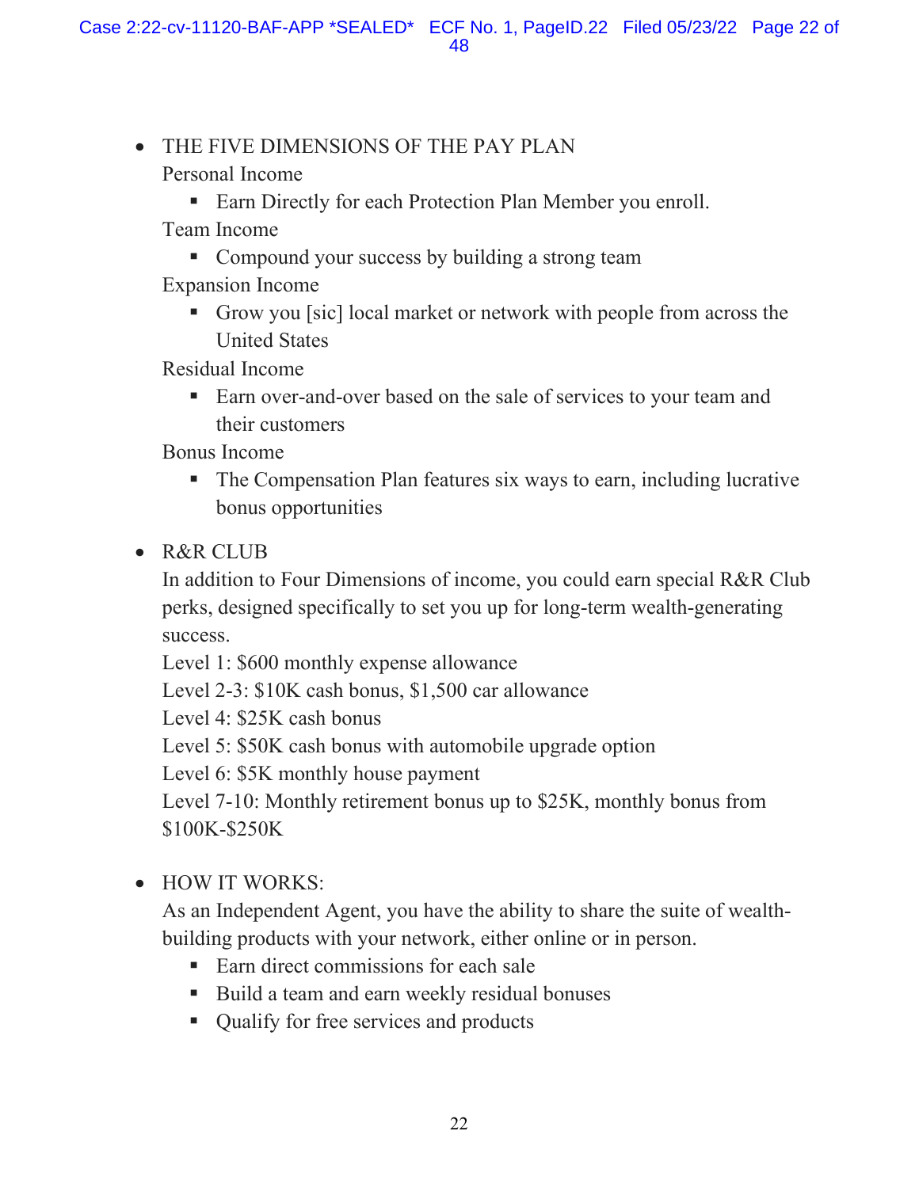- THE FIVE DIMENSIONS OF THE PAY PLAN

  Personal Income

  - Earn Directly for each Protection Plan Member you enroll.

  Team Income

  - Compound your success by building a strong team

  Expansion Income

  - Grow you [sic] local market or network with people from across the United States

  Residual Income

  - Earn over-and-over based on the sale of services to your team and their customers

  Bonus Income

  - The Compensation Plan features six ways to earn, including lucrative bonus opportunities

- R&R CLUB

  In addition to Four Dimensions of income, you could earn special R&R Club perks, designed specifically to set you up for long-term wealth-generating success.

  Level 1: $600 monthly expense allowance

  Level 2-3: $10K cash bonus, $1,500 car allowance

  Level 4: $25K cash bonus

  Level 5: $50K cash bonus with automobile upgrade option

  Level 6: $5K monthly house payment

  Level 7-10: Monthly retirement bonus up to $25K, monthly bonus from $100K-$250K

- HOW IT WORKS:

  As an Independent Agent, you have the ability to share the suite of wealth-building products with your network, either online or in person.

  - Earn direct commissions for each sale
  - Build a team and earn weekly residual bonuses
  - Qualify for free services and products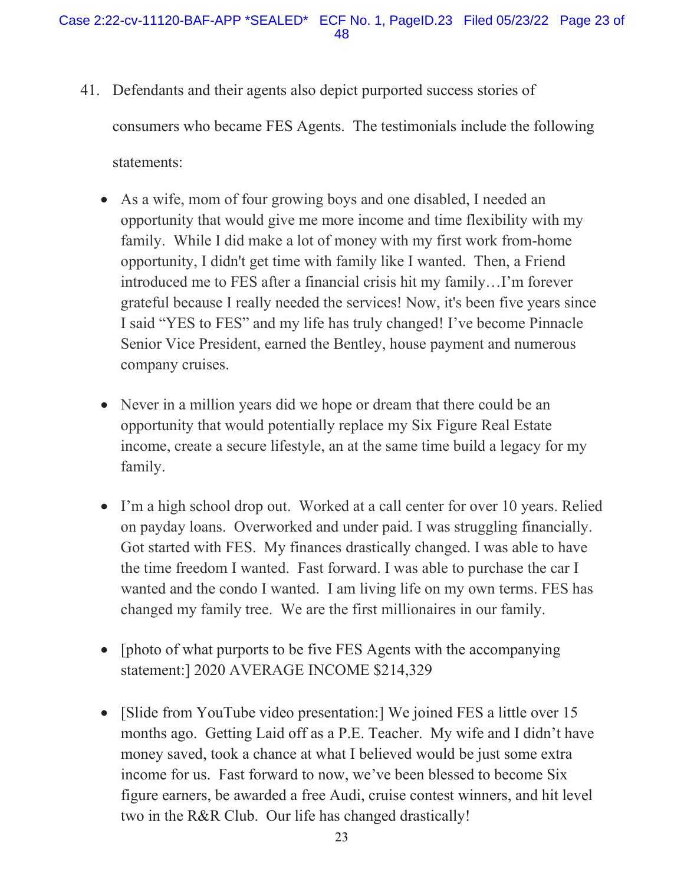41. Defendants and their agents also depict purported success stories of consumers who became FES Agents. The testimonials include the following statements:

- As a wife, mom of four growing boys and one disabled, I needed an opportunity that would give me more income and time flexibility with my family. While I did make a lot of money with my first work from-home opportunity, I didn't get time with family like I wanted. Then, a Friend introduced me to FES after a financial crisis hit my family…I'm forever grateful because I really needed the services! Now, it's been five years since I said "YES to FES" and my life has truly changed! I've become Pinnacle Senior Vice President, earned the Bentley, house payment and numerous company cruises.

- Never in a million years did we hope or dream that there could be an opportunity that would potentially replace my Six Figure Real Estate income, create a secure lifestyle, an at the same time build a legacy for my family.

- I'm a high school drop out. Worked at a call center for over 10 years. Relied on payday loans. Overworked and under paid. I was struggling financially. Got started with FES. My finances drastically changed. I was able to have the time freedom I wanted. Fast forward. I was able to purchase the car I wanted and the condo I wanted. I am living life on my own terms. FES has changed my family tree. We are the first millionaires in our family.

- [photo of what purports to be five FES Agents with the accompanying statement:] 2020 AVERAGE INCOME $214,329

- [Slide from YouTube video presentation:] We joined FES a little over 15 months ago. Getting Laid off as a P.E. Teacher. My wife and I didn't have money saved, took a chance at what I believed would be just some extra income for us. Fast forward to now, we've been blessed to become Six figure earners, be awarded a free Audi, cruise contest winners, and hit level two in the R&R Club. Our life has changed drastically!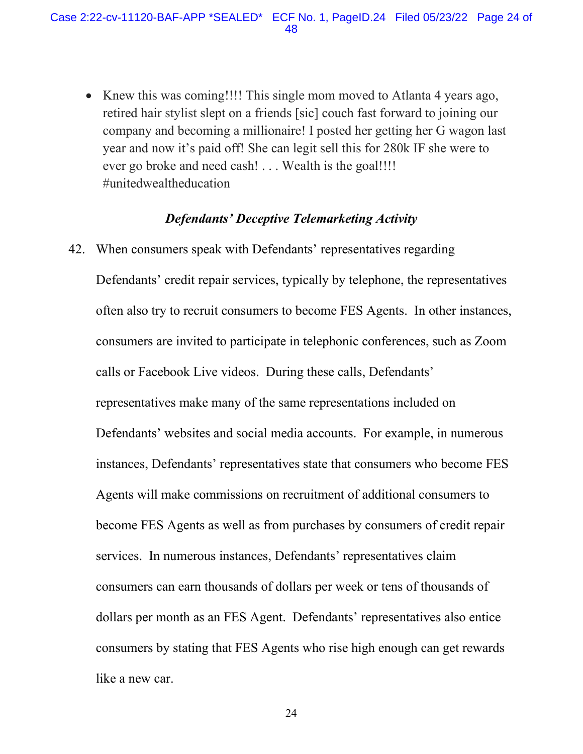- Knew this was coming!!!! This single mom moved to Atlanta 4 years ago, retired hair stylist slept on a friends [sic] couch fast forward to joining our company and becoming a millionaire! I posted her getting her G wagon last year and now it's paid off! She can legit sell this for 280k IF she were to ever go broke and need cash! . . . Wealth is the goal!!!! #unitedwealtheducation

### *Defendants' Deceptive Telemarketing Activity*

42. When consumers speak with Defendants' representatives regarding Defendants' credit repair services, typically by telephone, the representatives often also try to recruit consumers to become FES Agents. In other instances, consumers are invited to participate in telephonic conferences, such as Zoom calls or Facebook Live videos. During these calls, Defendants' representatives make many of the same representations included on Defendants' websites and social media accounts. For example, in numerous instances, Defendants' representatives state that consumers who become FES Agents will make commissions on recruitment of additional consumers to become FES Agents as well as from purchases by consumers of credit repair services. In numerous instances, Defendants' representatives claim consumers can earn thousands of dollars per week or tens of thousands of dollars per month as an FES Agent. Defendants' representatives also entice consumers by stating that FES Agents who rise high enough can get rewards like a new car.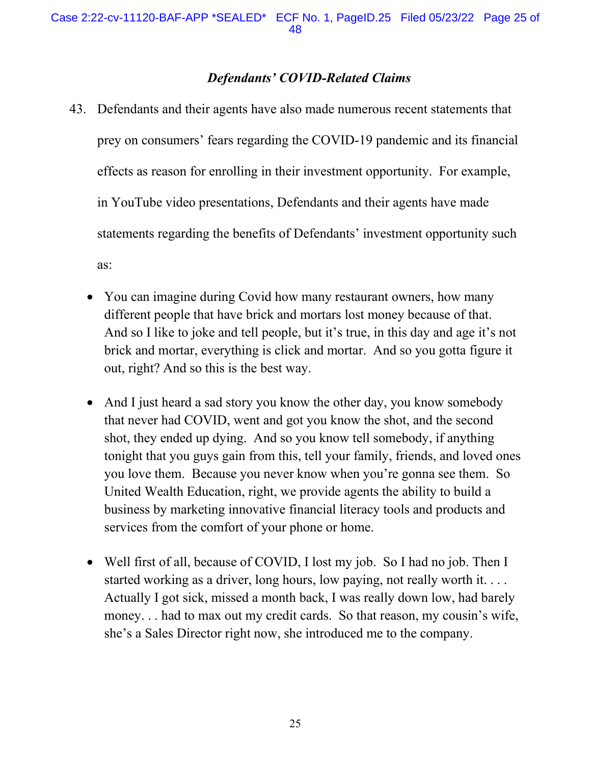### *Defendants' COVID-Related Claims*

43. Defendants and their agents have also made numerous recent statements that prey on consumers' fears regarding the COVID-19 pandemic and its financial effects as reason for enrolling in their investment opportunity. For example, in YouTube video presentations, Defendants and their agents have made statements regarding the benefits of Defendants' investment opportunity such as:

   - You can imagine during Covid how many restaurant owners, how many different people that have brick and mortars lost money because of that. And so I like to joke and tell people, but it's true, in this day and age it's not brick and mortar, everything is click and mortar. And so you gotta figure it out, right? And so this is the best way.

   - And I just heard a sad story you know the other day, you know somebody that never had COVID, went and got you know the shot, and the second shot, they ended up dying. And so you know tell somebody, if anything tonight that you guys gain from this, tell your family, friends, and loved ones you love them. Because you never know when you're gonna see them. So United Wealth Education, right, we provide agents the ability to build a business by marketing innovative financial literacy tools and products and services from the comfort of your phone or home.

   - Well first of all, because of COVID, I lost my job. So I had no job. Then I started working as a driver, long hours, low paying, not really worth it. . . . Actually I got sick, missed a month back, I was really down low, had barely money. . . had to max out my credit cards. So that reason, my cousin's wife, she's a Sales Director right now, she introduced me to the company.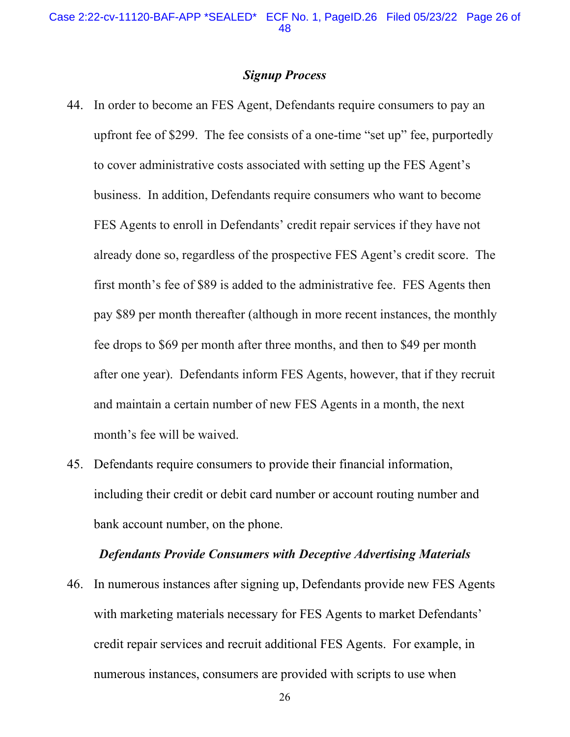### *Signup Process*

44. In order to become an FES Agent, Defendants require consumers to pay an upfront fee of $299. The fee consists of a one-time "set up" fee, purportedly to cover administrative costs associated with setting up the FES Agent's business. In addition, Defendants require consumers who want to become FES Agents to enroll in Defendants' credit repair services if they have not already done so, regardless of the prospective FES Agent's credit score. The first month's fee of $89 is added to the administrative fee. FES Agents then pay $89 per month thereafter (although in more recent instances, the monthly fee drops to $69 per month after three months, and then to $49 per month after one year). Defendants inform FES Agents, however, that if they recruit and maintain a certain number of new FES Agents in a month, the next month's fee will be waived.

45. Defendants require consumers to provide their financial information, including their credit or debit card number or account routing number and bank account number, on the phone.

### *Defendants Provide Consumers with Deceptive Advertising Materials*

46. In numerous instances after signing up, Defendants provide new FES Agents with marketing materials necessary for FES Agents to market Defendants' credit repair services and recruit additional FES Agents. For example, in numerous instances, consumers are provided with scripts to use when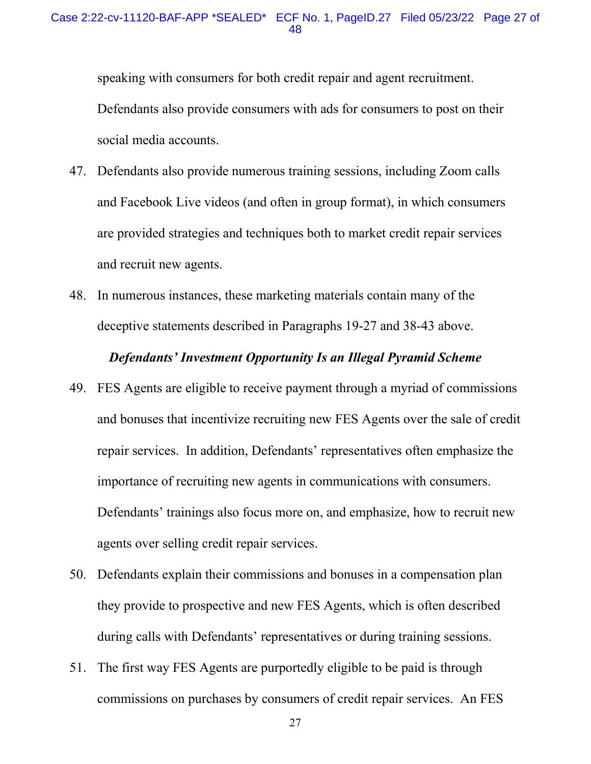speaking with consumers for both credit repair and agent recruitment. Defendants also provide consumers with ads for consumers to post on their social media accounts.

47. Defendants also provide numerous training sessions, including Zoom calls and Facebook Live videos (and often in group format), in which consumers are provided strategies and techniques both to market credit repair services and recruit new agents.

48. In numerous instances, these marketing materials contain many of the deceptive statements described in Paragraphs 19-27 and 38-43 above.

***Defendants' Investment Opportunity Is an Illegal Pyramid Scheme***

49. FES Agents are eligible to receive payment through a myriad of commissions and bonuses that incentivize recruiting new FES Agents over the sale of credit repair services. In addition, Defendants' representatives often emphasize the importance of recruiting new agents in communications with consumers. Defendants' trainings also focus more on, and emphasize, how to recruit new agents over selling credit repair services.

50. Defendants explain their commissions and bonuses in a compensation plan they provide to prospective and new FES Agents, which is often described during calls with Defendants' representatives or during training sessions.

51. The first way FES Agents are purportedly eligible to be paid is through commissions on purchases by consumers of credit repair services. An FES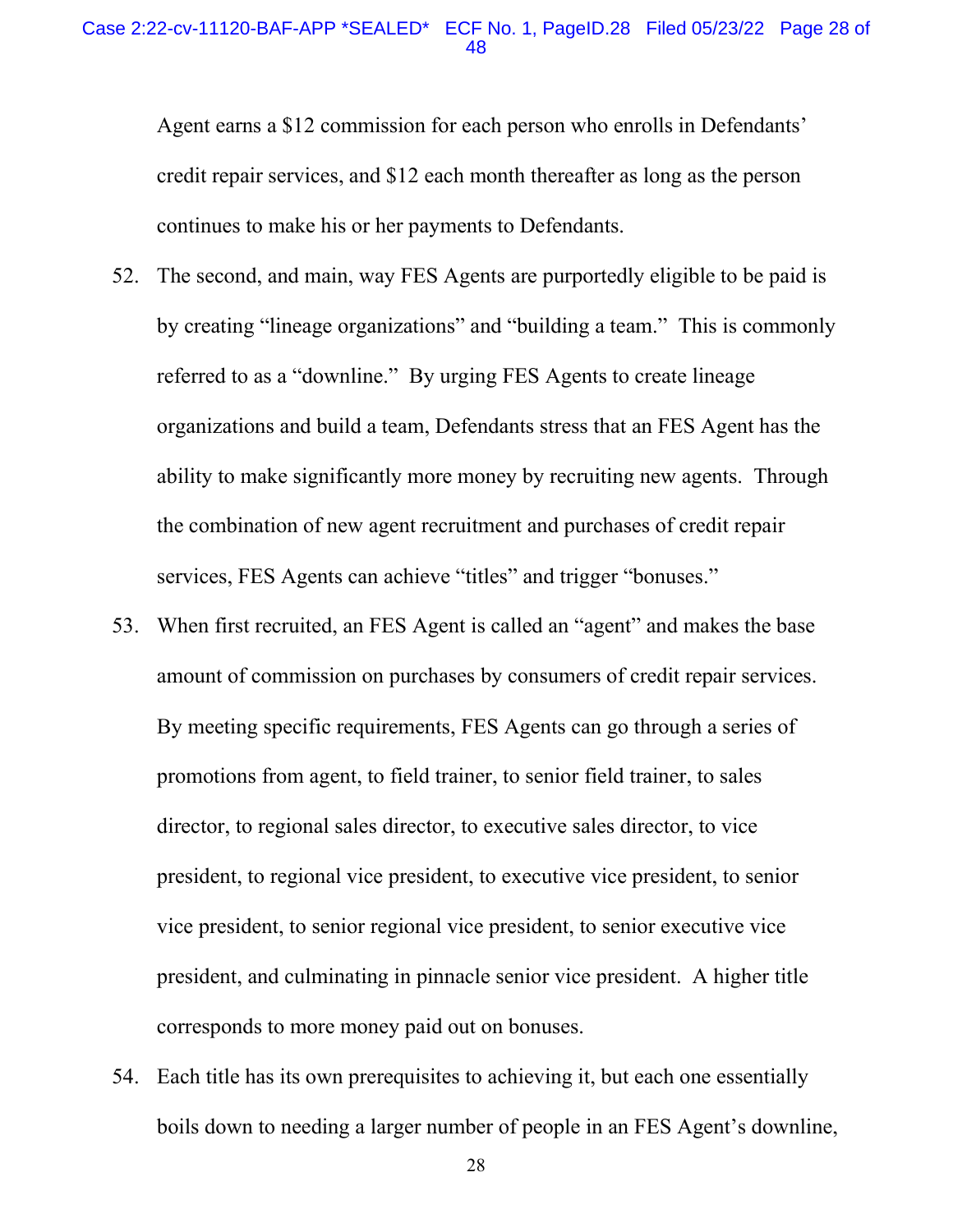Agent earns a $12 commission for each person who enrolls in Defendants' credit repair services, and $12 each month thereafter as long as the person continues to make his or her payments to Defendants.

52. The second, and main, way FES Agents are purportedly eligible to be paid is by creating "lineage organizations" and "building a team." This is commonly referred to as a "downline." By urging FES Agents to create lineage organizations and build a team, Defendants stress that an FES Agent has the ability to make significantly more money by recruiting new agents. Through the combination of new agent recruitment and purchases of credit repair services, FES Agents can achieve "titles" and trigger "bonuses."

53. When first recruited, an FES Agent is called an "agent" and makes the base amount of commission on purchases by consumers of credit repair services. By meeting specific requirements, FES Agents can go through a series of promotions from agent, to field trainer, to senior field trainer, to sales director, to regional sales director, to executive sales director, to vice president, to regional vice president, to executive vice president, to senior vice president, to senior regional vice president, to senior executive vice president, and culminating in pinnacle senior vice president. A higher title corresponds to more money paid out on bonuses.

54. Each title has its own prerequisites to achieving it, but each one essentially boils down to needing a larger number of people in an FES Agent's downline,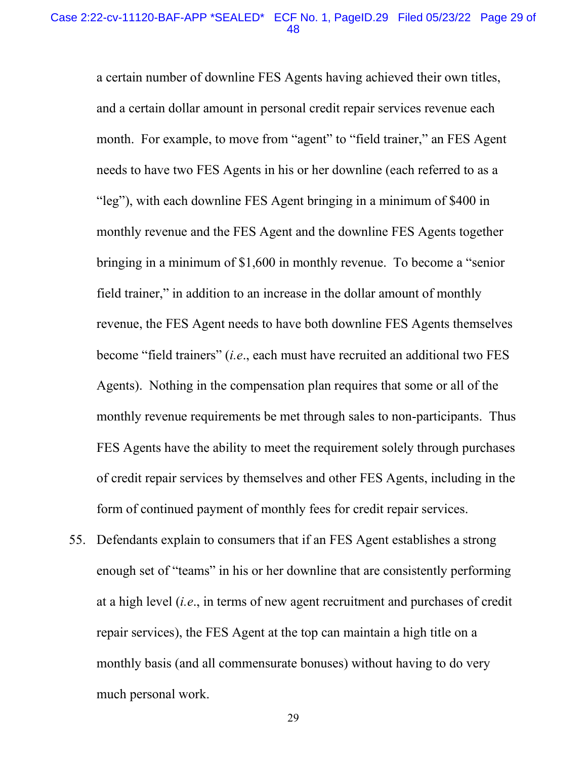a certain number of downline FES Agents having achieved their own titles, and a certain dollar amount in personal credit repair services revenue each month. For example, to move from "agent" to "field trainer," an FES Agent needs to have two FES Agents in his or her downline (each referred to as a "leg"), with each downline FES Agent bringing in a minimum of $400 in monthly revenue and the FES Agent and the downline FES Agents together bringing in a minimum of $1,600 in monthly revenue. To become a "senior field trainer," in addition to an increase in the dollar amount of monthly revenue, the FES Agent needs to have both downline FES Agents themselves become "field trainers" (*i.e.*, each must have recruited an additional two FES Agents). Nothing in the compensation plan requires that some or all of the monthly revenue requirements be met through sales to non-participants. Thus FES Agents have the ability to meet the requirement solely through purchases of credit repair services by themselves and other FES Agents, including in the form of continued payment of monthly fees for credit repair services.

55. Defendants explain to consumers that if an FES Agent establishes a strong enough set of "teams" in his or her downline that are consistently performing at a high level (*i.e.*, in terms of new agent recruitment and purchases of credit repair services), the FES Agent at the top can maintain a high title on a monthly basis (and all commensurate bonuses) without having to do very much personal work.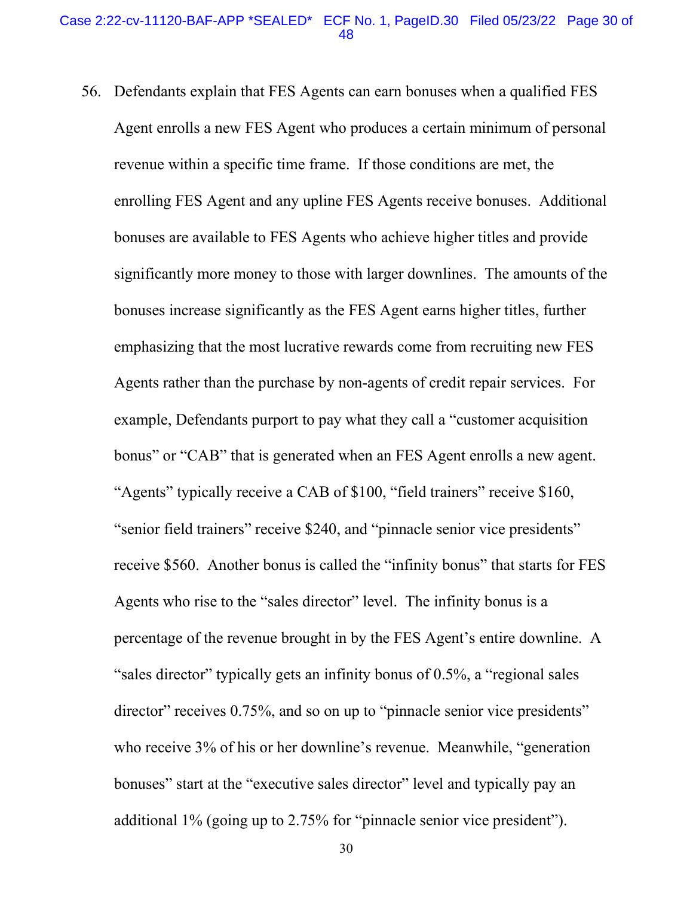56. Defendants explain that FES Agents can earn bonuses when a qualified FES Agent enrolls a new FES Agent who produces a certain minimum of personal revenue within a specific time frame. If those conditions are met, the enrolling FES Agent and any upline FES Agents receive bonuses. Additional bonuses are available to FES Agents who achieve higher titles and provide significantly more money to those with larger downlines. The amounts of the bonuses increase significantly as the FES Agent earns higher titles, further emphasizing that the most lucrative rewards come from recruiting new FES Agents rather than the purchase by non-agents of credit repair services. For example, Defendants purport to pay what they call a "customer acquisition bonus" or "CAB" that is generated when an FES Agent enrolls a new agent. "Agents" typically receive a CAB of $100, "field trainers" receive $160, "senior field trainers" receive $240, and "pinnacle senior vice presidents" receive $560. Another bonus is called the "infinity bonus" that starts for FES Agents who rise to the "sales director" level. The infinity bonus is a percentage of the revenue brought in by the FES Agent's entire downline. A "sales director" typically gets an infinity bonus of 0.5%, a "regional sales director" receives 0.75%, and so on up to "pinnacle senior vice presidents" who receive 3% of his or her downline's revenue. Meanwhile, "generation bonuses" start at the "executive sales director" level and typically pay an additional 1% (going up to 2.75% for "pinnacle senior vice president").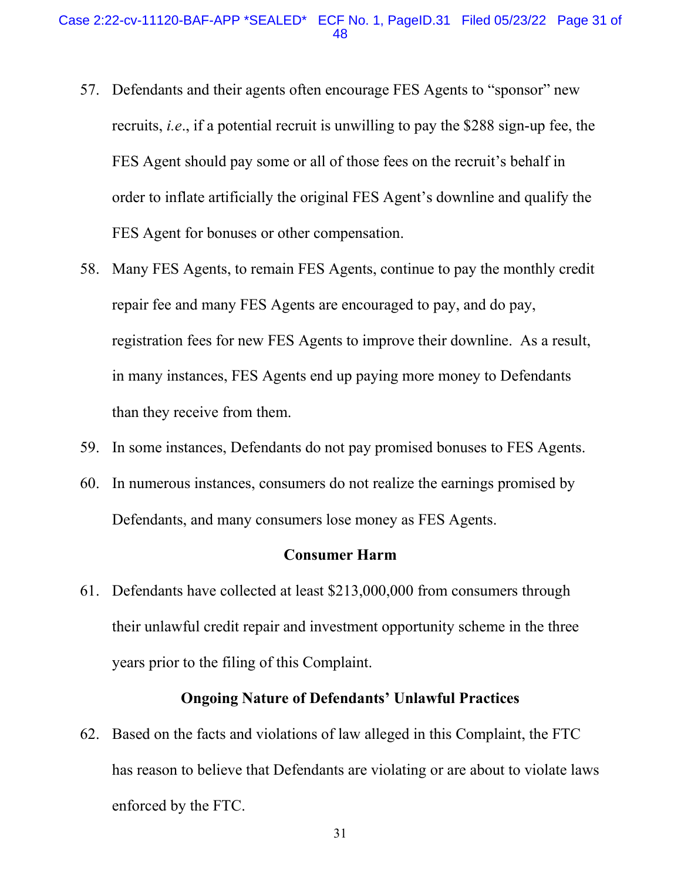57. Defendants and their agents often encourage FES Agents to "sponsor" new recruits, *i.e.*, if a potential recruit is unwilling to pay the $288 sign-up fee, the FES Agent should pay some or all of those fees on the recruit's behalf in order to inflate artificially the original FES Agent's downline and qualify the FES Agent for bonuses or other compensation.

58. Many FES Agents, to remain FES Agents, continue to pay the monthly credit repair fee and many FES Agents are encouraged to pay, and do pay, registration fees for new FES Agents to improve their downline. As a result, in many instances, FES Agents end up paying more money to Defendants than they receive from them.

59. In some instances, Defendants do not pay promised bonuses to FES Agents.

60. In numerous instances, consumers do not realize the earnings promised by Defendants, and many consumers lose money as FES Agents.

### Consumer Harm

61. Defendants have collected at least $213,000,000 from consumers through their unlawful credit repair and investment opportunity scheme in the three years prior to the filing of this Complaint.

### Ongoing Nature of Defendants' Unlawful Practices

62. Based on the facts and violations of law alleged in this Complaint, the FTC has reason to believe that Defendants are violating or are about to violate laws enforced by the FTC.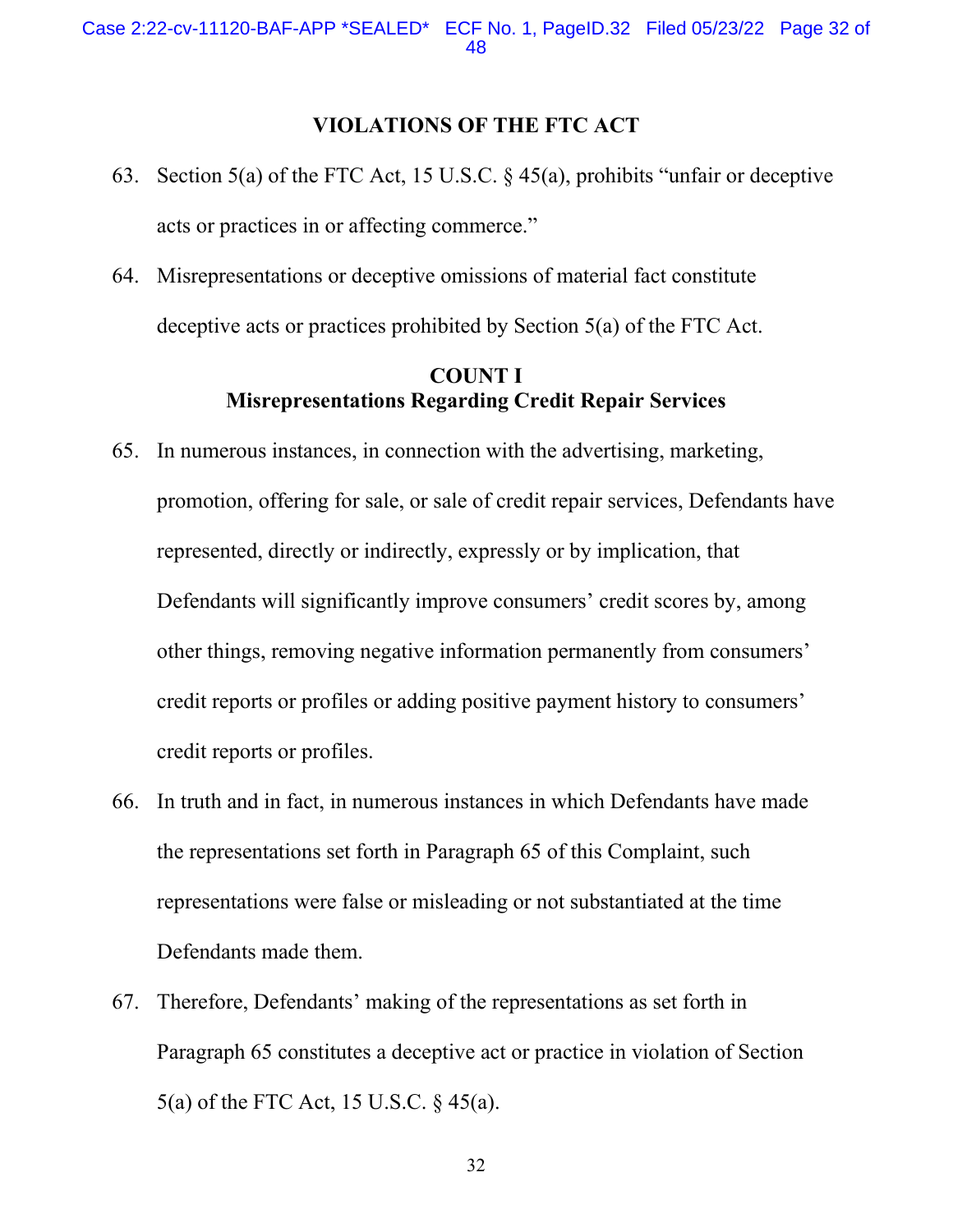## VIOLATIONS OF THE FTC ACT

63. Section 5(a) of the FTC Act, 15 U.S.C. § 45(a), prohibits "unfair or deceptive acts or practices in or affecting commerce."

64. Misrepresentations or deceptive omissions of material fact constitute deceptive acts or practices prohibited by Section 5(a) of the FTC Act.

### COUNT I
### Misrepresentations Regarding Credit Repair Services

65. In numerous instances, in connection with the advertising, marketing, promotion, offering for sale, or sale of credit repair services, Defendants have represented, directly or indirectly, expressly or by implication, that Defendants will significantly improve consumers' credit scores by, among other things, removing negative information permanently from consumers' credit reports or profiles or adding positive payment history to consumers' credit reports or profiles.

66. In truth and in fact, in numerous instances in which Defendants have made the representations set forth in Paragraph 65 of this Complaint, such representations were false or misleading or not substantiated at the time Defendants made them.

67. Therefore, Defendants' making of the representations as set forth in Paragraph 65 constitutes a deceptive act or practice in violation of Section 5(a) of the FTC Act, 15 U.S.C. § 45(a).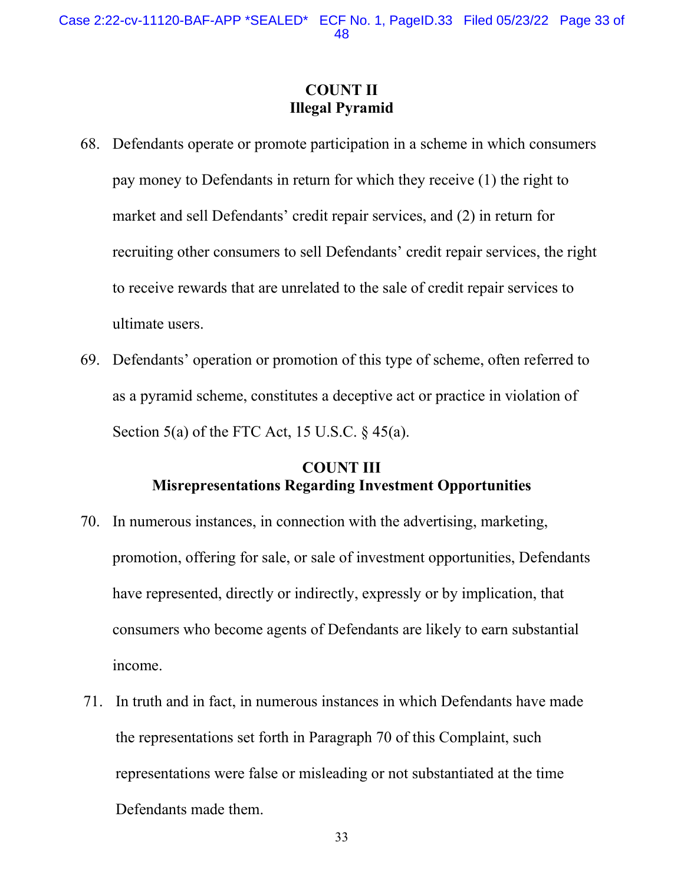**COUNT II**
**Illegal Pyramid**

68. Defendants operate or promote participation in a scheme in which consumers pay money to Defendants in return for which they receive (1) the right to market and sell Defendants' credit repair services, and (2) in return for recruiting other consumers to sell Defendants' credit repair services, the right to receive rewards that are unrelated to the sale of credit repair services to ultimate users.

69. Defendants' operation or promotion of this type of scheme, often referred to as a pyramid scheme, constitutes a deceptive act or practice in violation of Section 5(a) of the FTC Act, 15 U.S.C. § 45(a).

**COUNT III**
**Misrepresentations Regarding Investment Opportunities**

70. In numerous instances, in connection with the advertising, marketing, promotion, offering for sale, or sale of investment opportunities, Defendants have represented, directly or indirectly, expressly or by implication, that consumers who become agents of Defendants are likely to earn substantial income.

71. In truth and in fact, in numerous instances in which Defendants have made the representations set forth in Paragraph 70 of this Complaint, such representations were false or misleading or not substantiated at the time Defendants made them.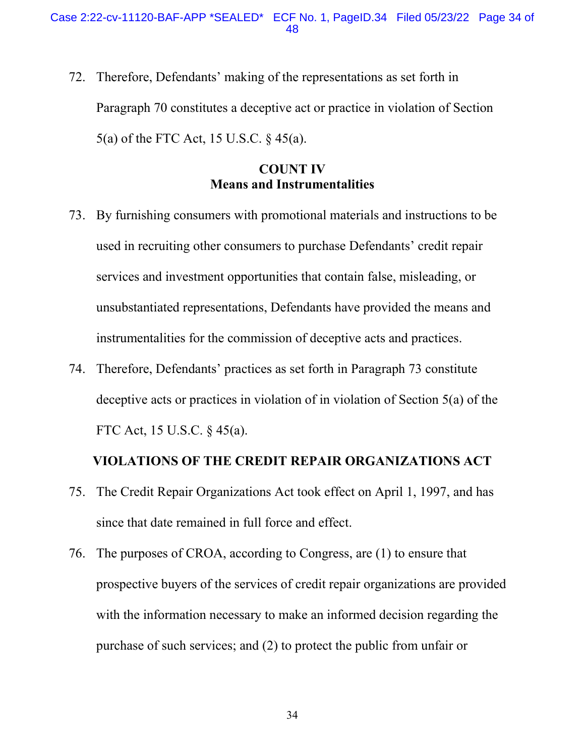72. Therefore, Defendants' making of the representations as set forth in Paragraph 70 constitutes a deceptive act or practice in violation of Section 5(a) of the FTC Act, 15 U.S.C. § 45(a).

**COUNT IV**
**Means and Instrumentalities**

73. By furnishing consumers with promotional materials and instructions to be used in recruiting other consumers to purchase Defendants' credit repair services and investment opportunities that contain false, misleading, or unsubstantiated representations, Defendants have provided the means and instrumentalities for the commission of deceptive acts and practices.

74. Therefore, Defendants' practices as set forth in Paragraph 73 constitute deceptive acts or practices in violation of in violation of Section 5(a) of the FTC Act, 15 U.S.C. § 45(a).

**VIOLATIONS OF THE CREDIT REPAIR ORGANIZATIONS ACT**

75. The Credit Repair Organizations Act took effect on April 1, 1997, and has since that date remained in full force and effect.

76. The purposes of CROA, according to Congress, are (1) to ensure that prospective buyers of the services of credit repair organizations are provided with the information necessary to make an informed decision regarding the purchase of such services; and (2) to protect the public from unfair or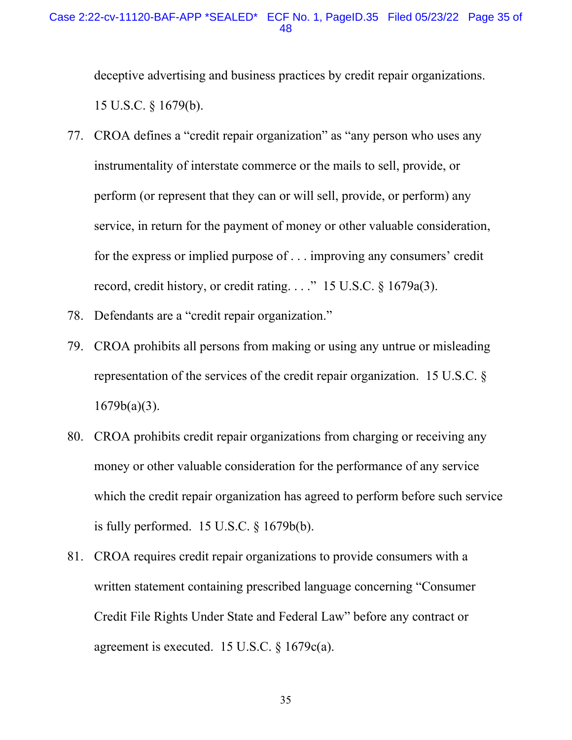deceptive advertising and business practices by credit repair organizations. 15 U.S.C. § 1679(b).

77. CROA defines a "credit repair organization" as "any person who uses any instrumentality of interstate commerce or the mails to sell, provide, or perform (or represent that they can or will sell, provide, or perform) any service, in return for the payment of money or other valuable consideration, for the express or implied purpose of . . . improving any consumers' credit record, credit history, or credit rating. . . ." 15 U.S.C. § 1679a(3).

78. Defendants are a "credit repair organization."

79. CROA prohibits all persons from making or using any untrue or misleading representation of the services of the credit repair organization. 15 U.S.C. § 1679b(a)(3).

80. CROA prohibits credit repair organizations from charging or receiving any money or other valuable consideration for the performance of any service which the credit repair organization has agreed to perform before such service is fully performed. 15 U.S.C. § 1679b(b).

81. CROA requires credit repair organizations to provide consumers with a written statement containing prescribed language concerning "Consumer Credit File Rights Under State and Federal Law" before any contract or agreement is executed. 15 U.S.C. § 1679c(a).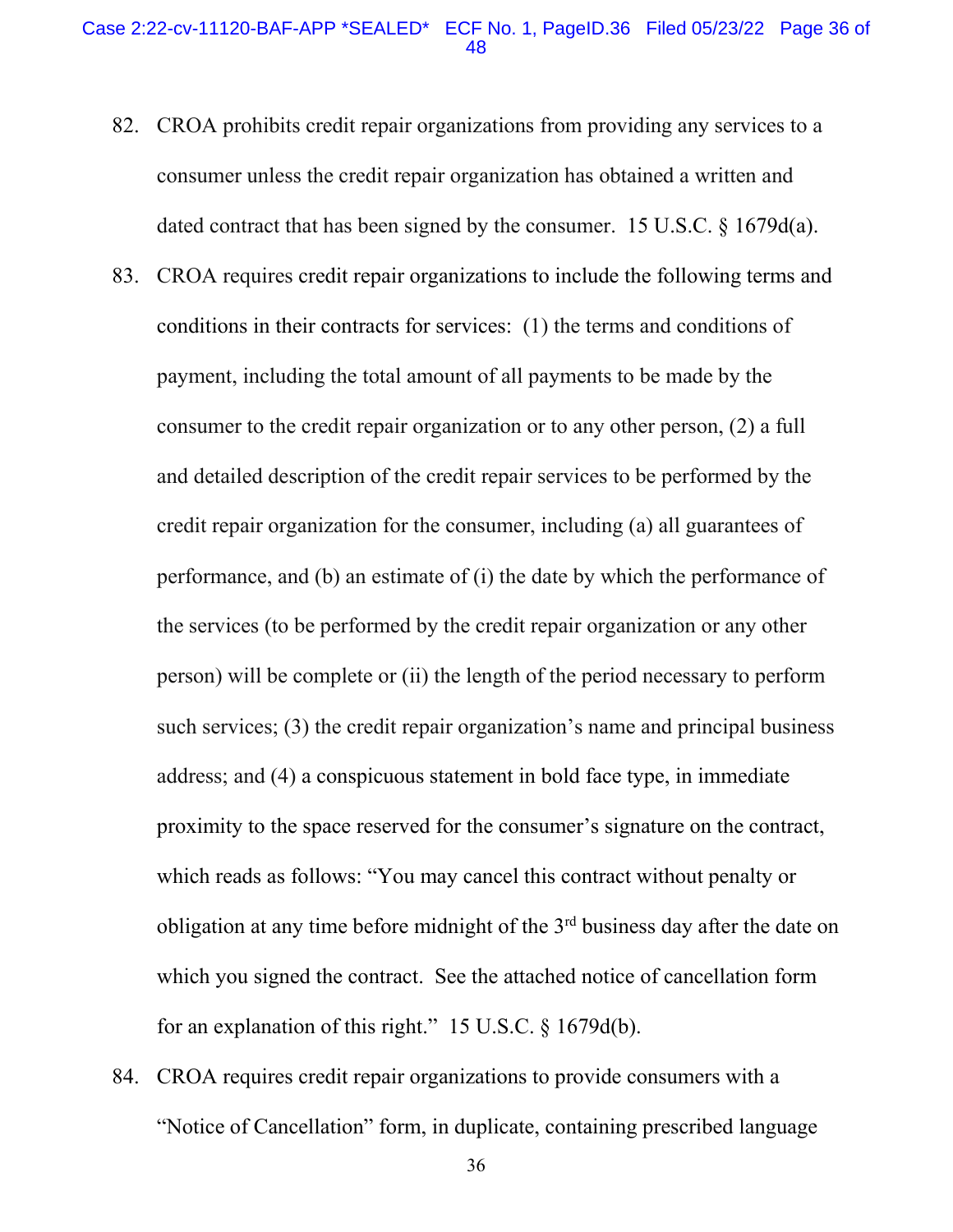82. CROA prohibits credit repair organizations from providing any services to a consumer unless the credit repair organization has obtained a written and dated contract that has been signed by the consumer. 15 U.S.C. § 1679d(a).

83. CROA requires credit repair organizations to include the following terms and conditions in their contracts for services: (1) the terms and conditions of payment, including the total amount of all payments to be made by the consumer to the credit repair organization or to any other person, (2) a full and detailed description of the credit repair services to be performed by the credit repair organization for the consumer, including (a) all guarantees of performance, and (b) an estimate of (i) the date by which the performance of the services (to be performed by the credit repair organization or any other person) will be complete or (ii) the length of the period necessary to perform such services; (3) the credit repair organization's name and principal business address; and (4) a conspicuous statement in bold face type, in immediate proximity to the space reserved for the consumer's signature on the contract, which reads as follows: "You may cancel this contract without penalty or obligation at any time before midnight of the 3rd business day after the date on which you signed the contract. See the attached notice of cancellation form for an explanation of this right." 15 U.S.C. § 1679d(b).

84. CROA requires credit repair organizations to provide consumers with a "Notice of Cancellation" form, in duplicate, containing prescribed language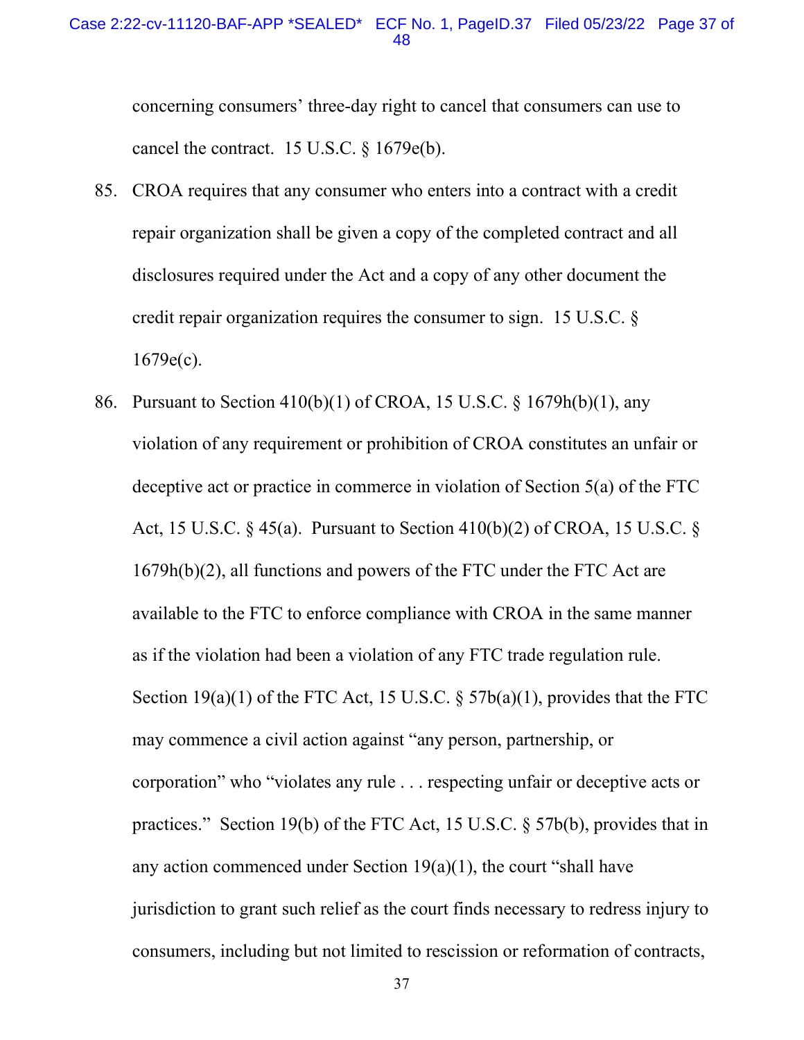concerning consumers' three-day right to cancel that consumers can use to cancel the contract. 15 U.S.C. § 1679e(b).

85. CROA requires that any consumer who enters into a contract with a credit repair organization shall be given a copy of the completed contract and all disclosures required under the Act and a copy of any other document the credit repair organization requires the consumer to sign. 15 U.S.C. § 1679e(c).

86. Pursuant to Section 410(b)(1) of CROA, 15 U.S.C. § 1679h(b)(1), any violation of any requirement or prohibition of CROA constitutes an unfair or deceptive act or practice in commerce in violation of Section 5(a) of the FTC Act, 15 U.S.C. § 45(a). Pursuant to Section 410(b)(2) of CROA, 15 U.S.C. § 1679h(b)(2), all functions and powers of the FTC under the FTC Act are available to the FTC to enforce compliance with CROA in the same manner as if the violation had been a violation of any FTC trade regulation rule. Section 19(a)(1) of the FTC Act, 15 U.S.C. § 57b(a)(1), provides that the FTC may commence a civil action against "any person, partnership, or corporation" who "violates any rule . . . respecting unfair or deceptive acts or practices." Section 19(b) of the FTC Act, 15 U.S.C. § 57b(b), provides that in any action commenced under Section 19(a)(1), the court "shall have jurisdiction to grant such relief as the court finds necessary to redress injury to consumers, including but not limited to rescission or reformation of contracts,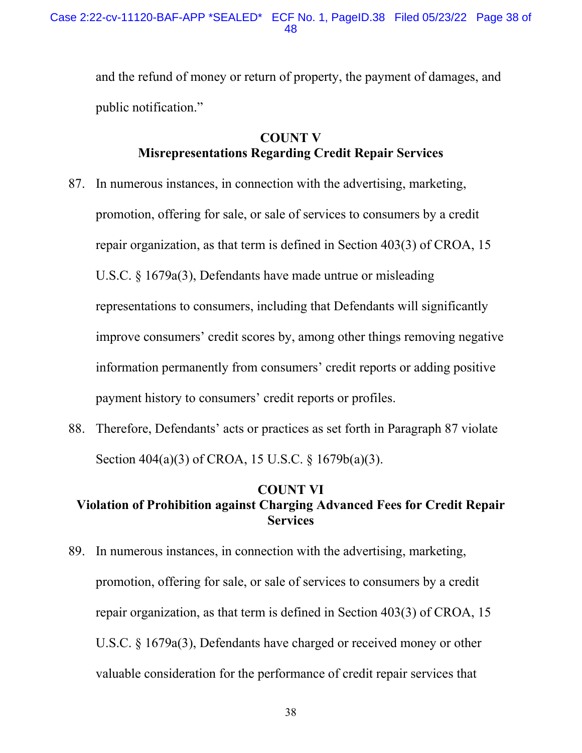and the refund of money or return of property, the payment of damages, and public notification."

## COUNT V
## Misrepresentations Regarding Credit Repair Services

87. In numerous instances, in connection with the advertising, marketing, promotion, offering for sale, or sale of services to consumers by a credit repair organization, as that term is defined in Section 403(3) of CROA, 15 U.S.C. § 1679a(3), Defendants have made untrue or misleading representations to consumers, including that Defendants will significantly improve consumers' credit scores by, among other things removing negative information permanently from consumers' credit reports or adding positive payment history to consumers' credit reports or profiles.

88. Therefore, Defendants' acts or practices as set forth in Paragraph 87 violate Section 404(a)(3) of CROA, 15 U.S.C. § 1679b(a)(3).

## COUNT VI
## Violation of Prohibition against Charging Advanced Fees for Credit Repair Services

89. In numerous instances, in connection with the advertising, marketing, promotion, offering for sale, or sale of services to consumers by a credit repair organization, as that term is defined in Section 403(3) of CROA, 15 U.S.C. § 1679a(3), Defendants have charged or received money or other valuable consideration for the performance of credit repair services that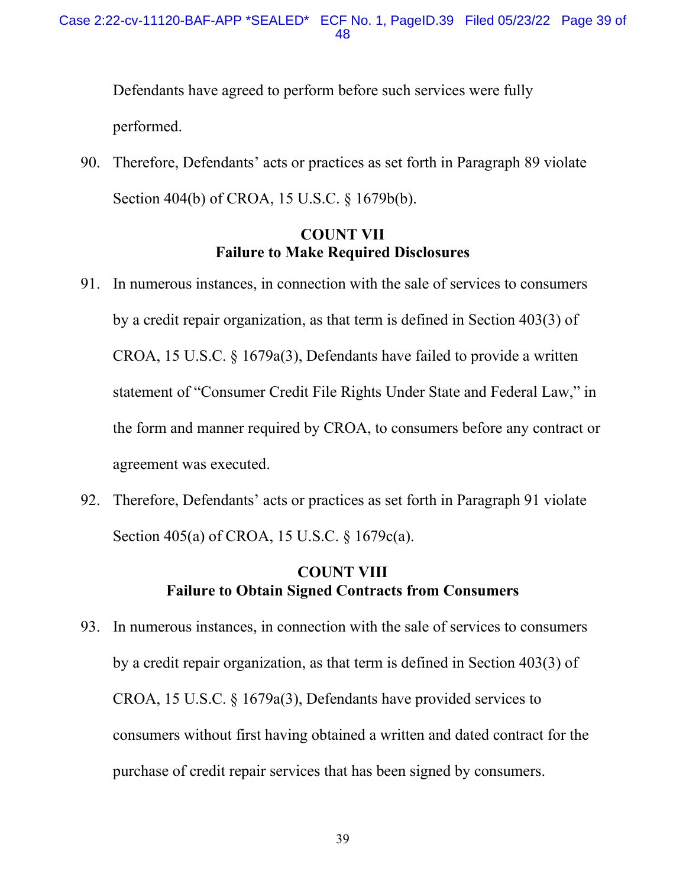Defendants have agreed to perform before such services were fully performed.

90. Therefore, Defendants' acts or practices as set forth in Paragraph 89 violate Section 404(b) of CROA, 15 U.S.C. § 1679b(b).

**COUNT VII**
**Failure to Make Required Disclosures**

91. In numerous instances, in connection with the sale of services to consumers by a credit repair organization, as that term is defined in Section 403(3) of CROA, 15 U.S.C. § 1679a(3), Defendants have failed to provide a written statement of "Consumer Credit File Rights Under State and Federal Law," in the form and manner required by CROA, to consumers before any contract or agreement was executed.

92. Therefore, Defendants' acts or practices as set forth in Paragraph 91 violate Section 405(a) of CROA, 15 U.S.C. § 1679c(a).

**COUNT VIII**
**Failure to Obtain Signed Contracts from Consumers**

93. In numerous instances, in connection with the sale of services to consumers by a credit repair organization, as that term is defined in Section 403(3) of CROA, 15 U.S.C. § 1679a(3), Defendants have provided services to consumers without first having obtained a written and dated contract for the purchase of credit repair services that has been signed by consumers.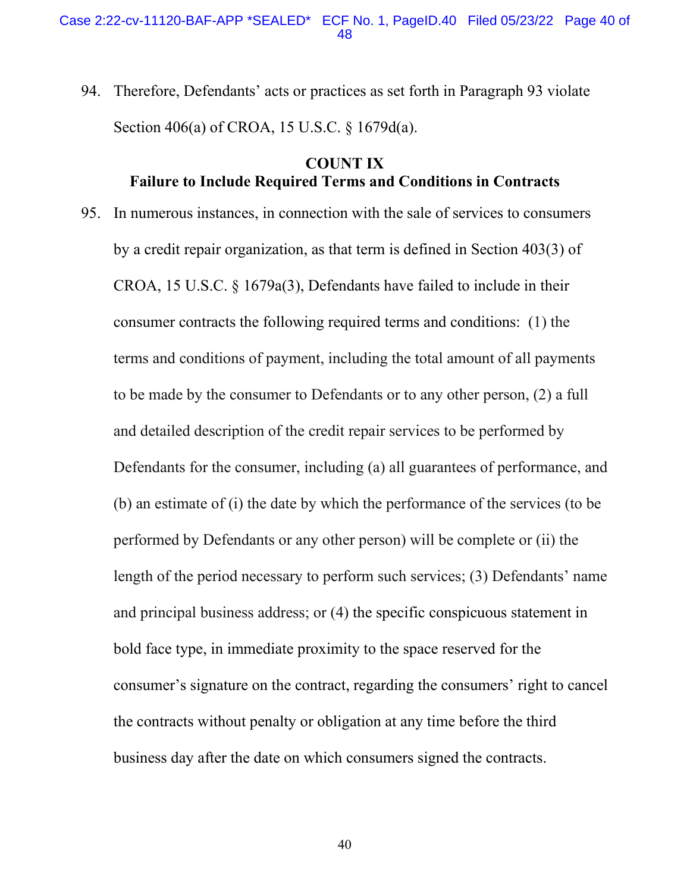94. Therefore, Defendants' acts or practices as set forth in Paragraph 93 violate Section 406(a) of CROA, 15 U.S.C. § 1679d(a).

**COUNT IX**
**Failure to Include Required Terms and Conditions in Contracts**

95. In numerous instances, in connection with the sale of services to consumers by a credit repair organization, as that term is defined in Section 403(3) of CROA, 15 U.S.C. § 1679a(3), Defendants have failed to include in their consumer contracts the following required terms and conditions: (1) the terms and conditions of payment, including the total amount of all payments to be made by the consumer to Defendants or to any other person, (2) a full and detailed description of the credit repair services to be performed by Defendants for the consumer, including (a) all guarantees of performance, and (b) an estimate of (i) the date by which the performance of the services (to be performed by Defendants or any other person) will be complete or (ii) the length of the period necessary to perform such services; (3) Defendants' name and principal business address; or (4) the specific conspicuous statement in bold face type, in immediate proximity to the space reserved for the consumer's signature on the contract, regarding the consumers' right to cancel the contracts without penalty or obligation at any time before the third business day after the date on which consumers signed the contracts.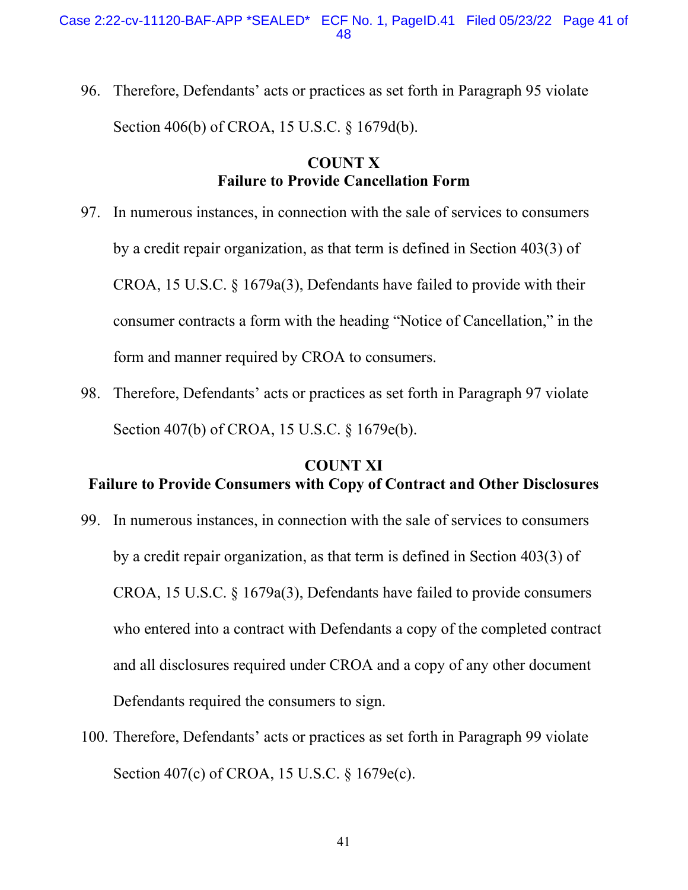96. Therefore, Defendants' acts or practices as set forth in Paragraph 95 violate Section 406(b) of CROA, 15 U.S.C. § 1679d(b).

**COUNT X**
**Failure to Provide Cancellation Form**

97. In numerous instances, in connection with the sale of services to consumers by a credit repair organization, as that term is defined in Section 403(3) of CROA, 15 U.S.C. § 1679a(3), Defendants have failed to provide with their consumer contracts a form with the heading "Notice of Cancellation," in the form and manner required by CROA to consumers.

98. Therefore, Defendants' acts or practices as set forth in Paragraph 97 violate Section 407(b) of CROA, 15 U.S.C. § 1679e(b).

**COUNT XI**
**Failure to Provide Consumers with Copy of Contract and Other Disclosures**

99. In numerous instances, in connection with the sale of services to consumers by a credit repair organization, as that term is defined in Section 403(3) of CROA, 15 U.S.C. § 1679a(3), Defendants have failed to provide consumers who entered into a contract with Defendants a copy of the completed contract and all disclosures required under CROA and a copy of any other document Defendants required the consumers to sign.

100. Therefore, Defendants' acts or practices as set forth in Paragraph 99 violate Section 407(c) of CROA, 15 U.S.C. § 1679e(c).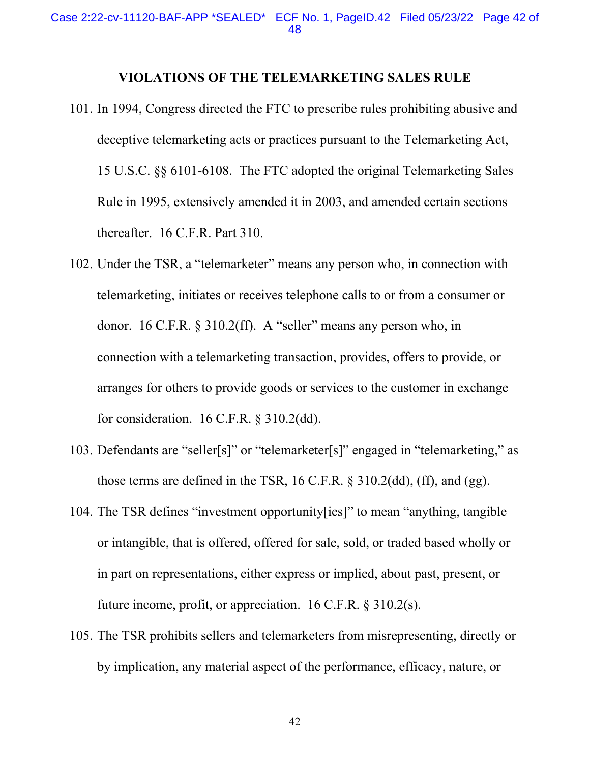## VIOLATIONS OF THE TELEMARKETING SALES RULE

101. In 1994, Congress directed the FTC to prescribe rules prohibiting abusive and deceptive telemarketing acts or practices pursuant to the Telemarketing Act, 15 U.S.C. §§ 6101-6108. The FTC adopted the original Telemarketing Sales Rule in 1995, extensively amended it in 2003, and amended certain sections thereafter. 16 C.F.R. Part 310.

102. Under the TSR, a "telemarketer" means any person who, in connection with telemarketing, initiates or receives telephone calls to or from a consumer or donor. 16 C.F.R. § 310.2(ff). A "seller" means any person who, in connection with a telemarketing transaction, provides, offers to provide, or arranges for others to provide goods or services to the customer in exchange for consideration. 16 C.F.R. § 310.2(dd).

103. Defendants are "seller[s]" or "telemarketer[s]" engaged in "telemarketing," as those terms are defined in the TSR, 16 C.F.R. § 310.2(dd), (ff), and (gg).

104. The TSR defines "investment opportunity[ies]" to mean "anything, tangible or intangible, that is offered, offered for sale, sold, or traded based wholly or in part on representations, either express or implied, about past, present, or future income, profit, or appreciation. 16 C.F.R. § 310.2(s).

105. The TSR prohibits sellers and telemarketers from misrepresenting, directly or by implication, any material aspect of the performance, efficacy, nature, or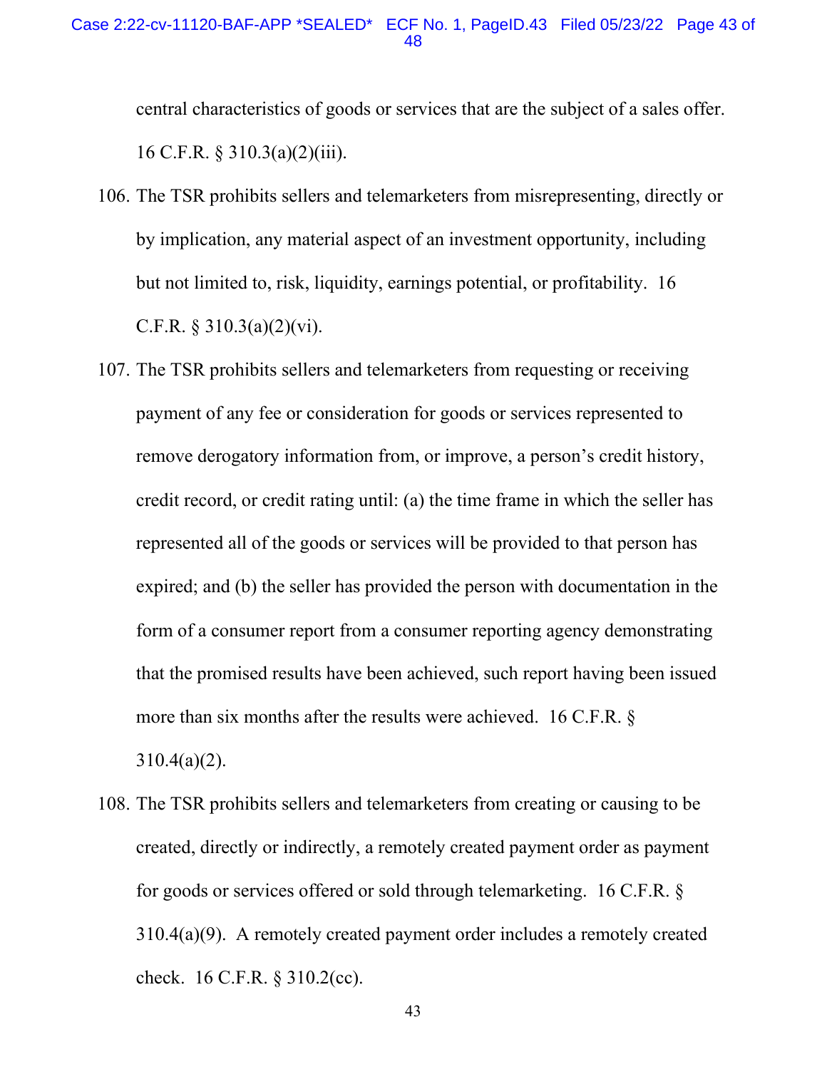central characteristics of goods or services that are the subject of a sales offer. 16 C.F.R. § 310.3(a)(2)(iii).

106. The TSR prohibits sellers and telemarketers from misrepresenting, directly or by implication, any material aspect of an investment opportunity, including but not limited to, risk, liquidity, earnings potential, or profitability. 16 C.F.R. § 310.3(a)(2)(vi).

107. The TSR prohibits sellers and telemarketers from requesting or receiving payment of any fee or consideration for goods or services represented to remove derogatory information from, or improve, a person's credit history, credit record, or credit rating until: (a) the time frame in which the seller has represented all of the goods or services will be provided to that person has expired; and (b) the seller has provided the person with documentation in the form of a consumer report from a consumer reporting agency demonstrating that the promised results have been achieved, such report having been issued more than six months after the results were achieved. 16 C.F.R. § 310.4(a)(2).

108. The TSR prohibits sellers and telemarketers from creating or causing to be created, directly or indirectly, a remotely created payment order as payment for goods or services offered or sold through telemarketing. 16 C.F.R. § 310.4(a)(9). A remotely created payment order includes a remotely created check. 16 C.F.R. § 310.2(cc).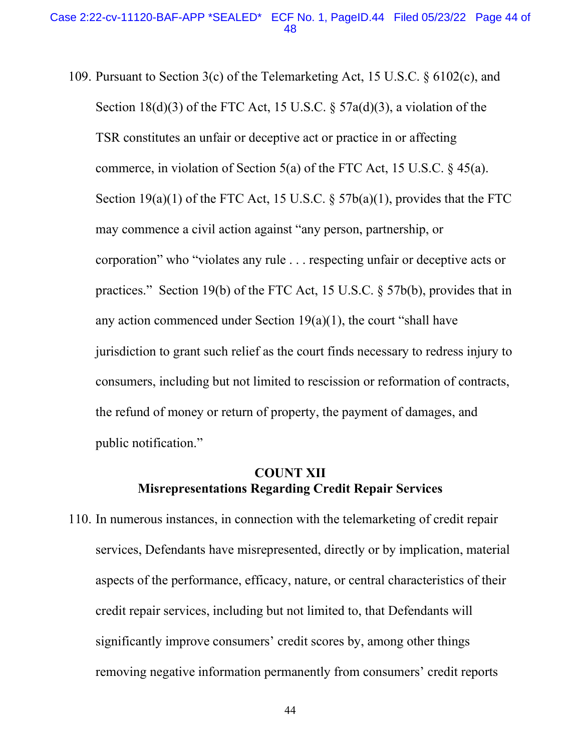109. Pursuant to Section 3(c) of the Telemarketing Act, 15 U.S.C. § 6102(c), and Section 18(d)(3) of the FTC Act, 15 U.S.C. § 57a(d)(3), a violation of the TSR constitutes an unfair or deceptive act or practice in or affecting commerce, in violation of Section 5(a) of the FTC Act, 15 U.S.C. § 45(a). Section 19(a)(1) of the FTC Act, 15 U.S.C. § 57b(a)(1), provides that the FTC may commence a civil action against "any person, partnership, or corporation" who "violates any rule . . . respecting unfair or deceptive acts or practices." Section 19(b) of the FTC Act, 15 U.S.C. § 57b(b), provides that in any action commenced under Section 19(a)(1), the court "shall have jurisdiction to grant such relief as the court finds necessary to redress injury to consumers, including but not limited to rescission or reformation of contracts, the refund of money or return of property, the payment of damages, and public notification."

## COUNT XII
## Misrepresentations Regarding Credit Repair Services

110. In numerous instances, in connection with the telemarketing of credit repair services, Defendants have misrepresented, directly or by implication, material aspects of the performance, efficacy, nature, or central characteristics of their credit repair services, including but not limited to, that Defendants will significantly improve consumers' credit scores by, among other things removing negative information permanently from consumers' credit reports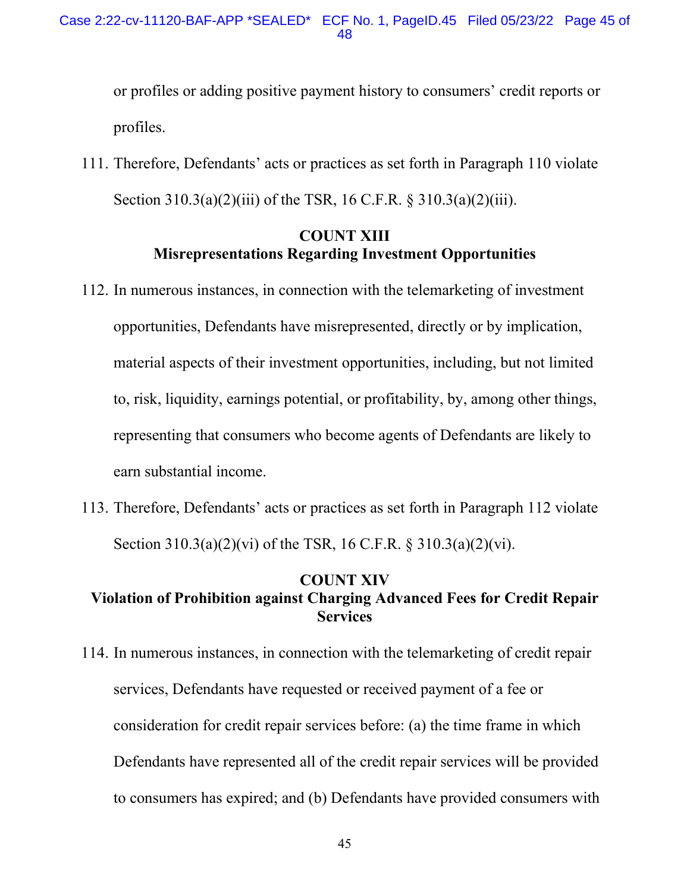or profiles or adding positive payment history to consumers' credit reports or profiles.

111. Therefore, Defendants' acts or practices as set forth in Paragraph 110 violate Section 310.3(a)(2)(iii) of the TSR, 16 C.F.R. § 310.3(a)(2)(iii).

## COUNT XIII
## Misrepresentations Regarding Investment Opportunities

112. In numerous instances, in connection with the telemarketing of investment opportunities, Defendants have misrepresented, directly or by implication, material aspects of their investment opportunities, including, but not limited to, risk, liquidity, earnings potential, or profitability, by, among other things, representing that consumers who become agents of Defendants are likely to earn substantial income.

113. Therefore, Defendants' acts or practices as set forth in Paragraph 112 violate Section 310.3(a)(2)(vi) of the TSR, 16 C.F.R. § 310.3(a)(2)(vi).

## COUNT XIV
## Violation of Prohibition against Charging Advanced Fees for Credit Repair Services

114. In numerous instances, in connection with the telemarketing of credit repair services, Defendants have requested or received payment of a fee or consideration for credit repair services before: (a) the time frame in which Defendants have represented all of the credit repair services will be provided to consumers has expired; and (b) Defendants have provided consumers with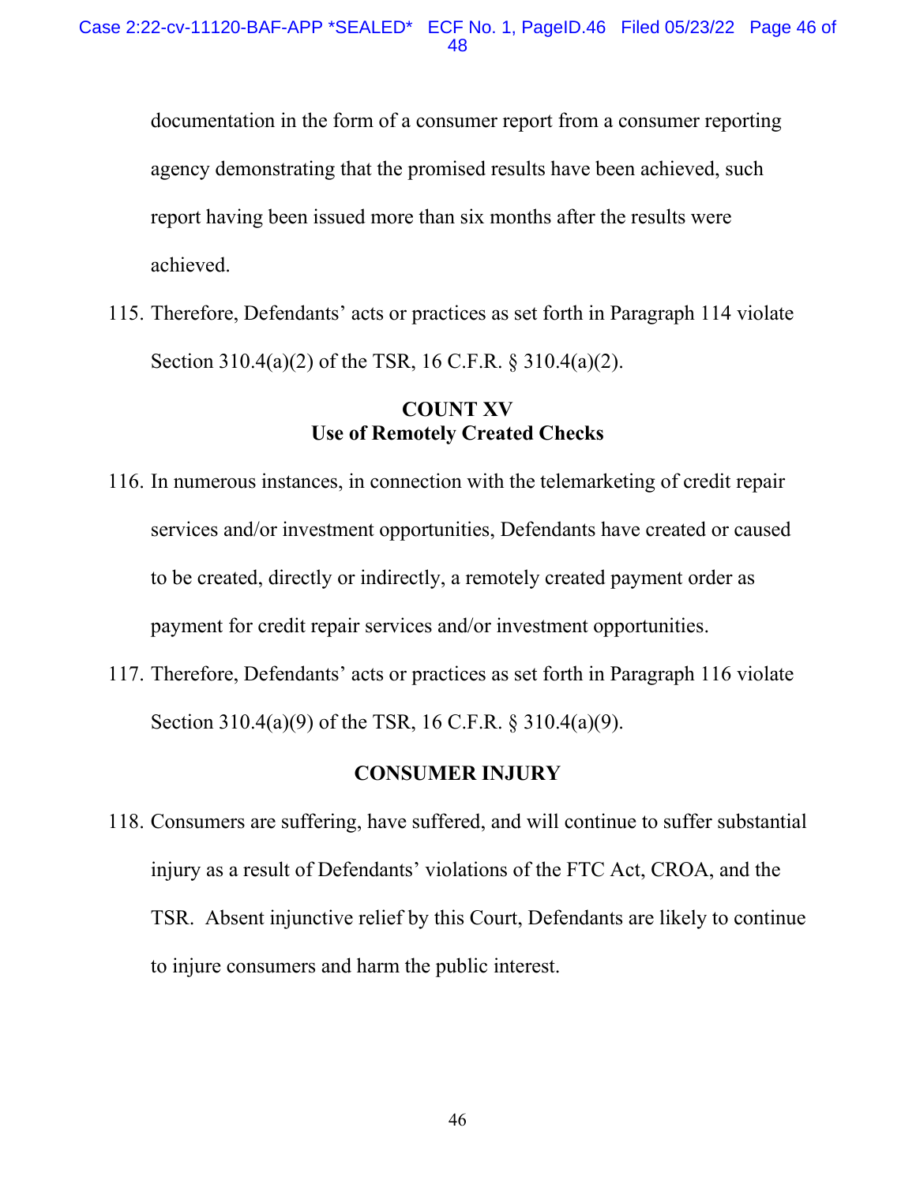documentation in the form of a consumer report from a consumer reporting agency demonstrating that the promised results have been achieved, such report having been issued more than six months after the results were achieved.

115. Therefore, Defendants' acts or practices as set forth in Paragraph 114 violate Section 310.4(a)(2) of the TSR, 16 C.F.R. § 310.4(a)(2).

**COUNT XV**
**Use of Remotely Created Checks**

116. In numerous instances, in connection with the telemarketing of credit repair services and/or investment opportunities, Defendants have created or caused to be created, directly or indirectly, a remotely created payment order as payment for credit repair services and/or investment opportunities.

117. Therefore, Defendants' acts or practices as set forth in Paragraph 116 violate Section 310.4(a)(9) of the TSR, 16 C.F.R. § 310.4(a)(9).

**CONSUMER INJURY**

118. Consumers are suffering, have suffered, and will continue to suffer substantial injury as a result of Defendants' violations of the FTC Act, CROA, and the TSR. Absent injunctive relief by this Court, Defendants are likely to continue to injure consumers and harm the public interest.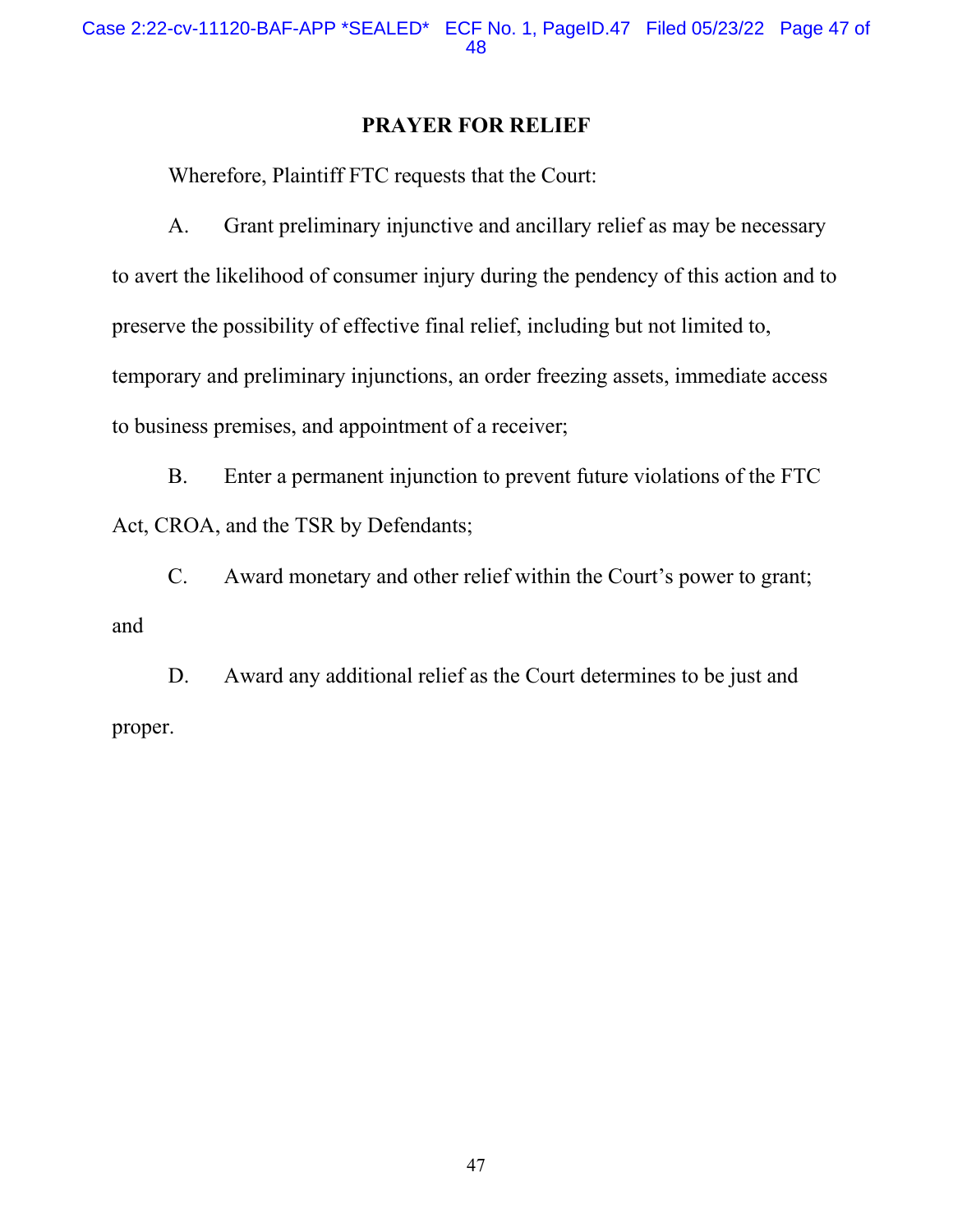## PRAYER FOR RELIEF

Wherefore, Plaintiff FTC requests that the Court:

A. Grant preliminary injunctive and ancillary relief as may be necessary to avert the likelihood of consumer injury during the pendency of this action and to preserve the possibility of effective final relief, including but not limited to, temporary and preliminary injunctions, an order freezing assets, immediate access to business premises, and appointment of a receiver;

B. Enter a permanent injunction to prevent future violations of the FTC Act, CROA, and the TSR by Defendants;

C. Award monetary and other relief within the Court's power to grant; and

D. Award any additional relief as the Court determines to be just and proper.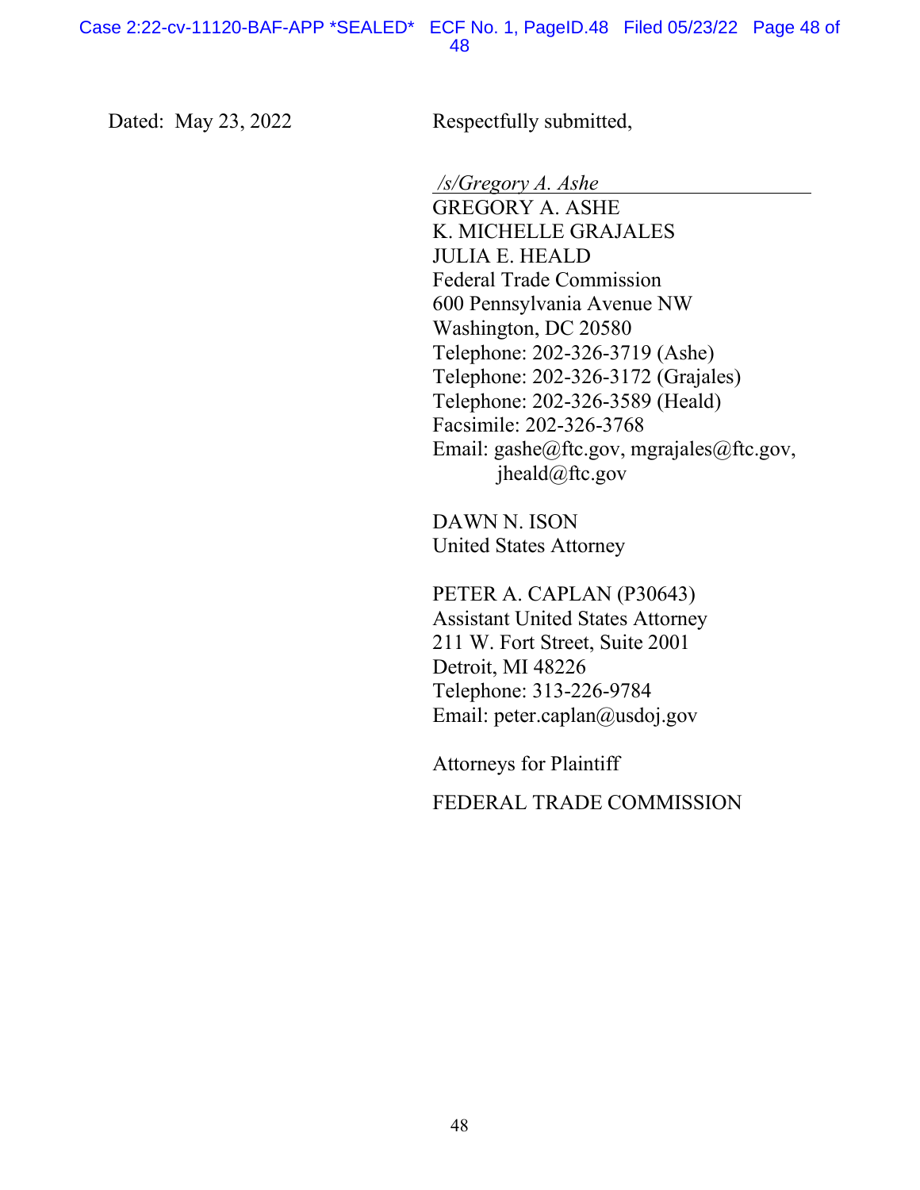Dated: May 23, 2022

Respectfully submitted,

*/s/Gregory A. Ashe*
GREGORY A. ASHE
K. MICHELLE GRAJALES
JULIA E. HEALD
Federal Trade Commission
600 Pennsylvania Avenue NW
Washington, DC 20580
Telephone: 202-326-3719 (Ashe)
Telephone: 202-326-3172 (Grajales)
Telephone: 202-326-3589 (Heald)
Facsimile: 202-326-3768
Email: gashe@ftc.gov, mgrajales@ftc.gov,
jheald@ftc.gov

DAWN N. ISON
United States Attorney

PETER A. CAPLAN (P30643)
Assistant United States Attorney
211 W. Fort Street, Suite 2001
Detroit, MI 48226
Telephone: 313-226-9784
Email: peter.caplan@usdoj.gov

Attorneys for Plaintiff

FEDERAL TRADE COMMISSION